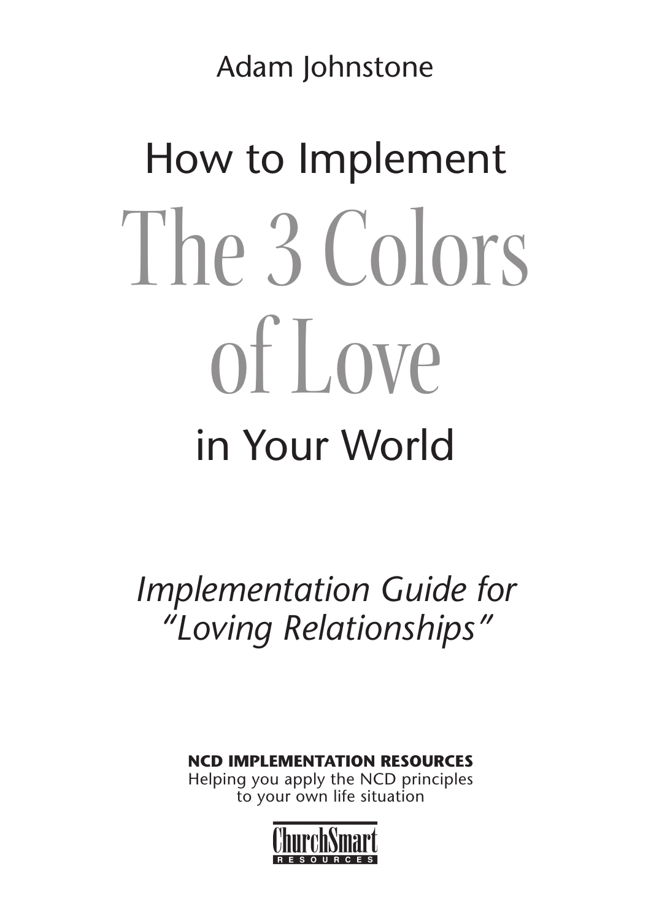Adam Johnstone

# How to Implement The 3 Colors of Love in Your World

*Implementation Guide for "Loving Relationships"*

**NCD IMPLEMENTATION RESOURCES**

Helping you apply the NCD principles to your own life situation

ChurchSmart RESOURCES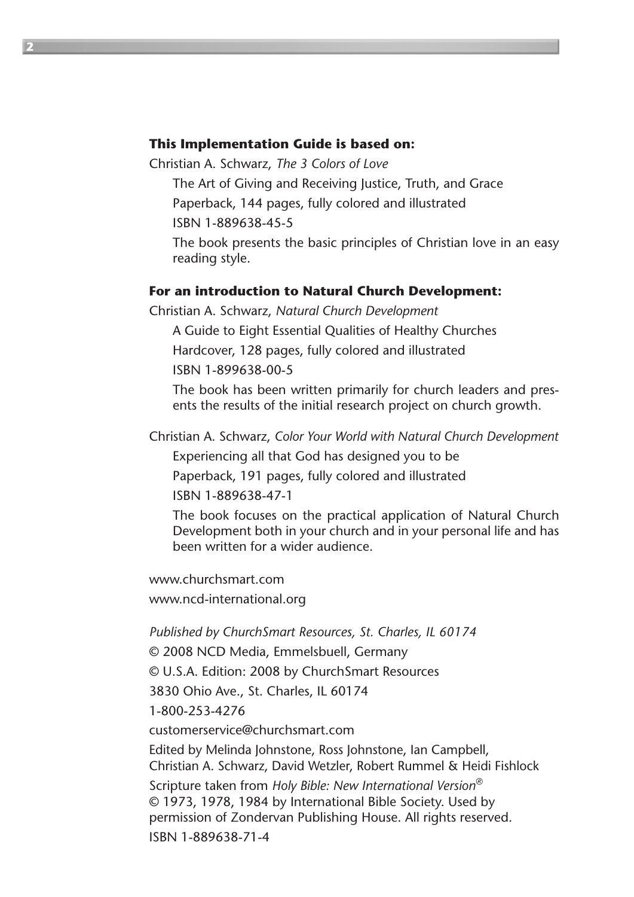**This Implementation Guide is based on:**

Christian A. Schwarz, *The 3 Colors of Love*

The Art of Giving and Receiving Justice, Truth, and Grace

Paperback, 144 pages, fully colored and illustrated

ISBN 1-889638-45-5

The book presents the basic principles of Christian love in an easy reading style.

**For an introduction to Natural Church Development:**

Christian A. Schwarz, *Natural Church Development*

A Guide to Eight Essential Qualities of Healthy Churches

Hardcover, 128 pages, fully colored and illustrated

ISBN 1-899638-00-5

The book has been written primarily for church leaders and presents the results of the initial research project on church growth.

Christian A. Schwarz, *Color Your World with Natural Church Development*

Experiencing all that God has designed you to be

Paperback, 191 pages, fully colored and illustrated

ISBN 1-889638-47-1

The book focuses on the practical application of Natural Church Development both in your church and in your personal life and has been written for a wider audience.

www.churchsmart.com

www.ncd-international.org

*Published by ChurchSmart Resources, St. Charles, IL 60174*

© 2008 NCD Media, Emmelsbuell, Germany

© U.S.A. Edition: 2008 by ChurchSmart Resources

3830 Ohio Ave., St. Charles, IL 60174

1-800-253-4276

customerservice@churchsmart.com

Edited by Melinda Johnstone, Ross Johnstone, Ian Campbell, Christian A. Schwarz, David Wetzler, Robert Rummel & Heidi Fishlock

Scripture taken from *Holy Bible: New International Version®*
© 1973, 1978, 1984 by International Bible Society. Used by permission of Zondervan Publishing House. All rights reserved.

ISBN 1-889638-71-4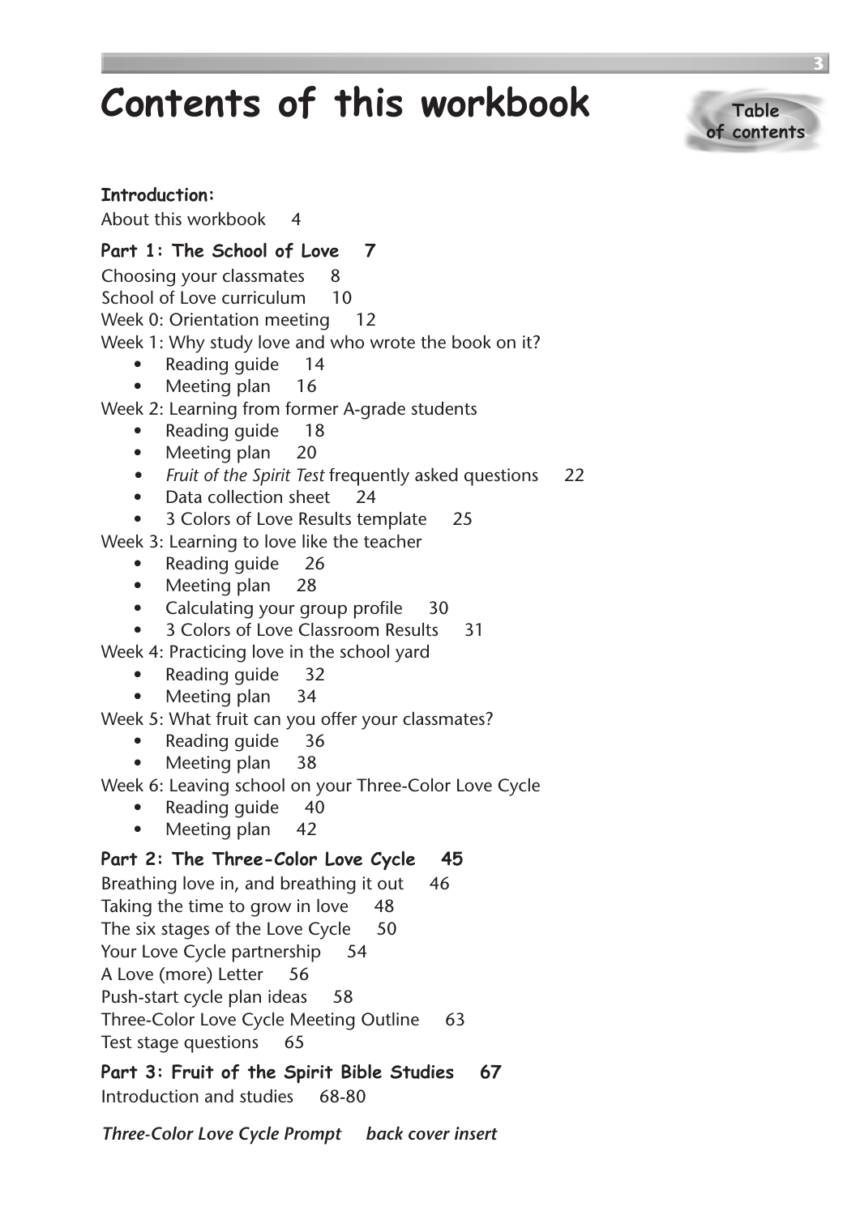# Contents of this workbook

Table of contents

**Introduction:**

About this workbook 4

**Part 1: The School of Love 7**

Choosing your classmates 8

School of Love curriculum 10

Week 0: Orientation meeting 12

Week 1: Why study love and who wrote the book on it?

- Reading guide 14
- Meeting plan 16

Week 2: Learning from former A-grade students

- Reading guide 18
- Meeting plan 20
- *Fruit of the Spirit Test* frequently asked questions 22
- Data collection sheet 24
- 3 Colors of Love Results template 25

Week 3: Learning to love like the teacher

- Reading guide 26
- Meeting plan 28
- Calculating your group profile 30
- 3 Colors of Love Classroom Results 31

Week 4: Practicing love in the school yard

- Reading guide 32
- Meeting plan 34

Week 5: What fruit can you offer your classmates?

- Reading guide 36
- Meeting plan 38

Week 6: Leaving school on your Three-Color Love Cycle

- Reading guide 40
- Meeting plan 42

**Part 2: The Three-Color Love Cycle 45**

Breathing love in, and breathing it out 46

Taking the time to grow in love 48

The six stages of the Love Cycle 50

Your Love Cycle partnership 54

A Love (more) Letter 56

Push-start cycle plan ideas 58

Three-Color Love Cycle Meeting Outline 63

Test stage questions 65

**Part 3: Fruit of the Spirit Bible Studies 67**

Introduction and studies 68-80

***Three-Color Love Cycle Prompt** back cover insert*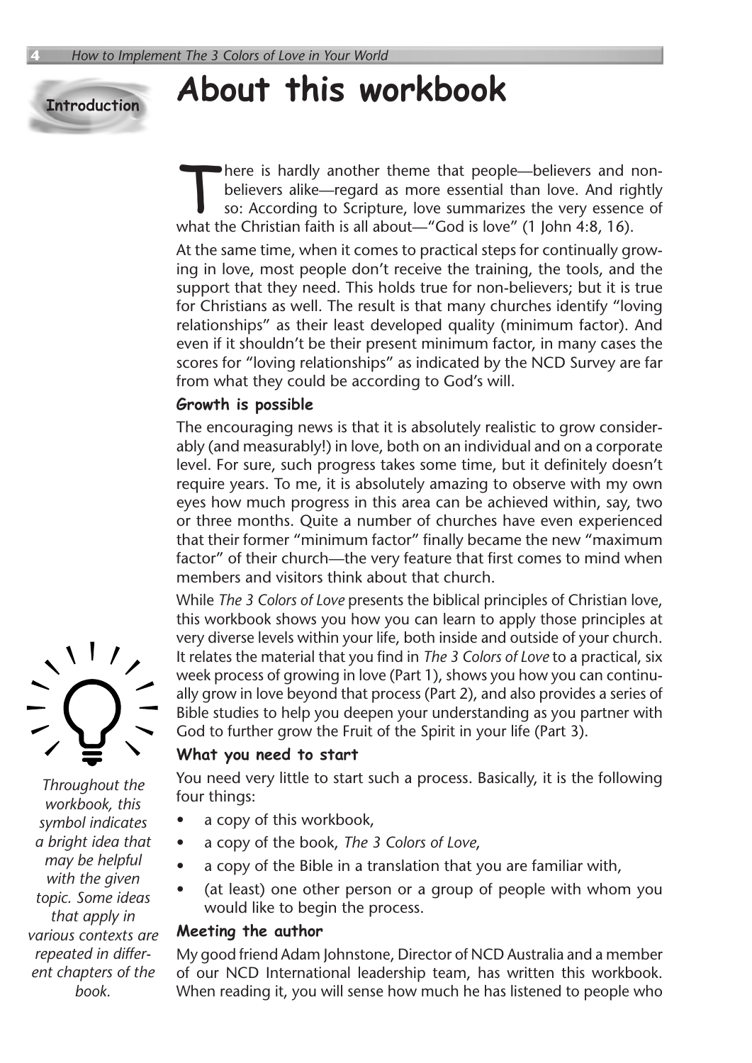Introduction

# About this workbook

There is hardly another theme that people—believers and non-believers alike—regard as more essential than love. And rightly so: According to Scripture, love summarizes the very essence of what the Christian faith is all about—"God is love" (1 John 4:8, 16).

At the same time, when it comes to practical steps for continually growing in love, most people don't receive the training, the tools, and the support that they need. This holds true for non-believers; but it is true for Christians as well. The result is that many churches identify "loving relationships" as their least developed quality (minimum factor). And even if it shouldn't be their present minimum factor, in many cases the scores for "loving relationships" as indicated by the NCD Survey are far from what they could be according to God's will.

### Growth is possible

The encouraging news is that it is absolutely realistic to grow considerably (and measurably!) in love, both on an individual and on a corporate level. For sure, such progress takes some time, but it definitely doesn't require years. To me, it is absolutely amazing to observe with my own eyes how much progress in this area can be achieved within, say, two or three months. Quite a number of churches have even experienced that their former "minimum factor" finally became the new "maximum factor" of their church—the very feature that first comes to mind when members and visitors think about that church.

While *The 3 Colors of Love* presents the biblical principles of Christian love, this workbook shows you how you can learn to apply those principles at very diverse levels within your life, both inside and outside of your church. It relates the material that you find in *The 3 Colors of Love* to a practical, six week process of growing in love (Part 1), shows you how you can continually grow in love beyond that process (Part 2), and also provides a series of Bible studies to help you deepen your understanding as you partner with God to further grow the Fruit of the Spirit in your life (Part 3).

*Throughout the workbook, this symbol indicates a bright idea that may be helpful with the given topic. Some ideas that apply in various contexts are repeated in different chapters of the book.*

### What you need to start

You need very little to start such a process. Basically, it is the following four things:

- a copy of this workbook,
- a copy of the book, *The 3 Colors of Love*,
- a copy of the Bible in a translation that you are familiar with,
- (at least) one other person or a group of people with whom you would like to begin the process.

### Meeting the author

My good friend Adam Johnstone, Director of NCD Australia and a member of our NCD International leadership team, has written this workbook. When reading it, you will sense how much he has listened to people who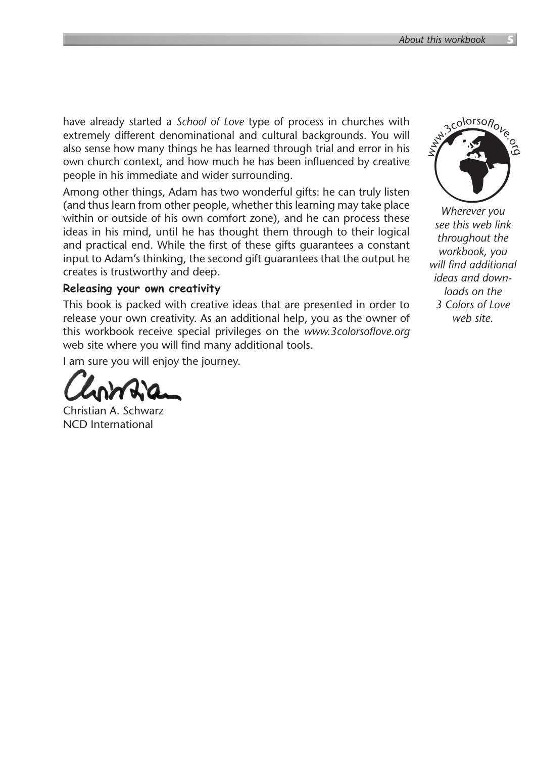have already started a *School of Love* type of process in churches with extremely different denominational and cultural backgrounds. You will also sense how many things he has learned through trial and error in his own church context, and how much he has been influenced by creative people in his immediate and wider surrounding.

Among other things, Adam has two wonderful gifts: he can truly listen (and thus learn from other people, whether this learning may take place within or outside of his own comfort zone), and he can process these ideas in his mind, until he has thought them through to their logical and practical end. While the first of these gifts guarantees a constant input to Adam's thinking, the second gift guarantees that the output he creates is trustworthy and deep.

**Releasing your own creativity**

This book is packed with creative ideas that are presented in order to release your own creativity. As an additional help, you as the owner of this workbook receive special privileges on the *www.3colorsoflove.org* web site where you will find many additional tools.

I am sure you will enjoy the journey.

Christian A. Schwarz
NCD International

www.3colorsoflove.org

*Wherever you see this web link throughout the workbook, you will find additional ideas and downloads on the 3 Colors of Love web site.*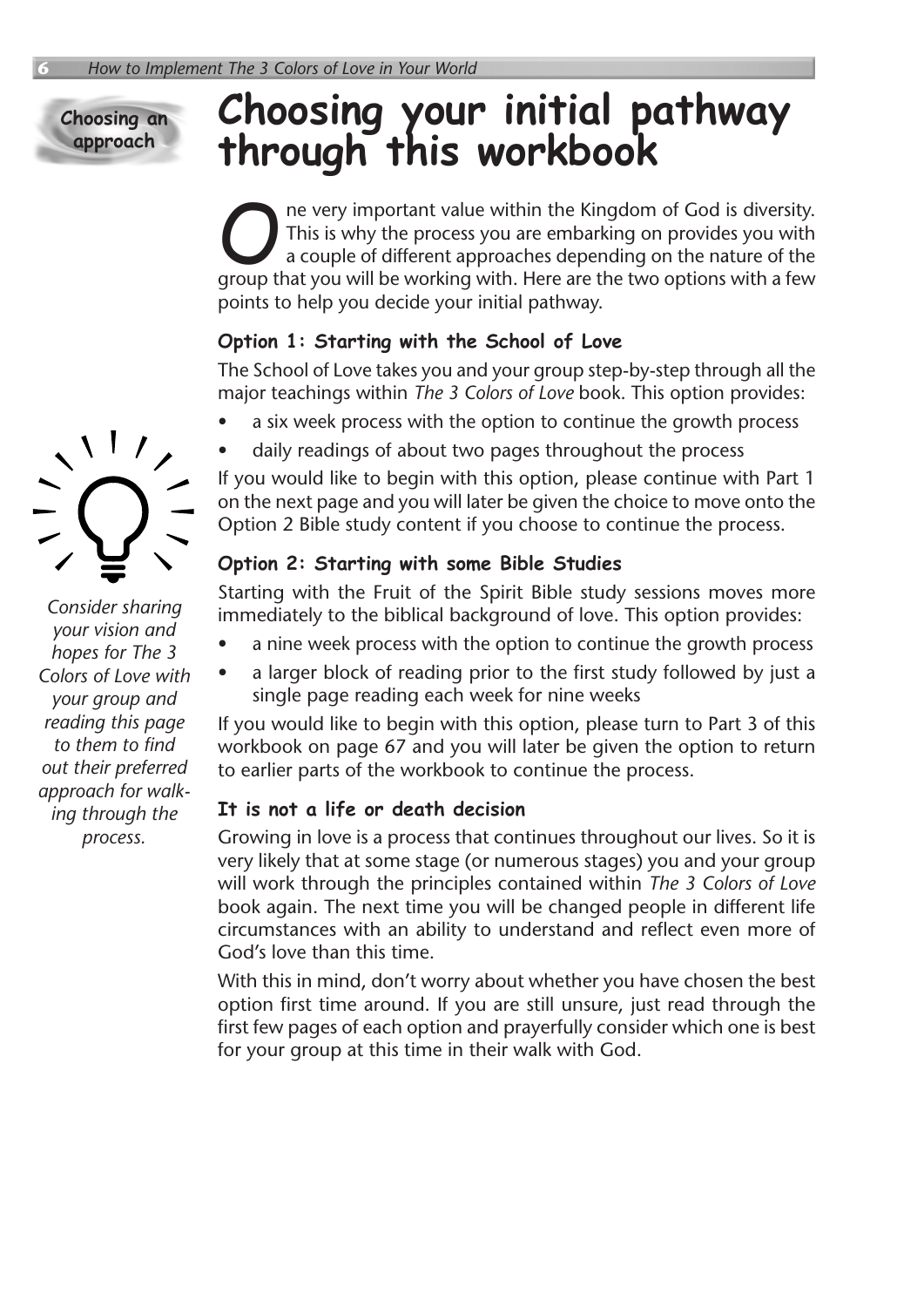Choosing an approach

# Choosing your initial pathway through this workbook

One very important value within the Kingdom of God is diversity. This is why the process you are embarking on provides you with a couple of different approaches depending on the nature of the group that you will be working with. Here are the two options with a few points to help you decide your initial pathway.

### Option 1: Starting with the School of Love

The School of Love takes you and your group step-by-step through all the major teachings within *The 3 Colors of Love* book. This option provides:

- a six week process with the option to continue the growth process
- daily readings of about two pages throughout the process

If you would like to begin with this option, please continue with Part 1 on the next page and you will later be given the choice to move onto the Option 2 Bible study content if you choose to continue the process.

### Option 2: Starting with some Bible Studies

Starting with the Fruit of the Spirit Bible study sessions moves more immediately to the biblical background of love. This option provides:

- a nine week process with the option to continue the growth process
- a larger block of reading prior to the first study followed by just a single page reading each week for nine weeks

If you would like to begin with this option, please turn to Part 3 of this workbook on page 67 and you will later be given the option to return to earlier parts of the workbook to continue the process.

*Consider sharing your vision and hopes for The 3 Colors of Love with your group and reading this page to them to find out their preferred approach for walking through the process.*

### It is not a life or death decision

Growing in love is a process that continues throughout our lives. So it is very likely that at some stage (or numerous stages) you and your group will work through the principles contained within *The 3 Colors of Love* book again. The next time you will be changed people in different life circumstances with an ability to understand and reflect even more of God's love than this time.

With this in mind, don't worry about whether you have chosen the best option first time around. If you are still unsure, just read through the first few pages of each option and prayerfully consider which one is best for your group at this time in their walk with God.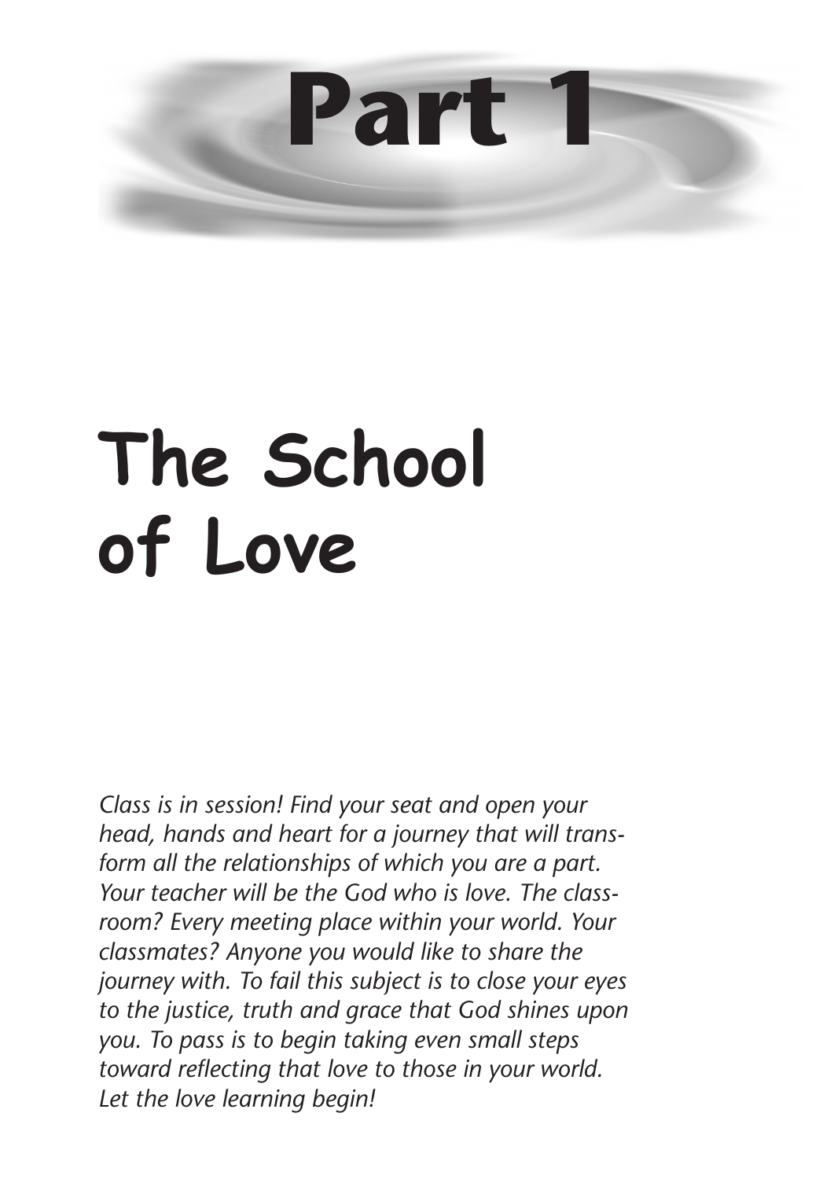# Part 1

# The School of Love

*Class is in session! Find your seat and open your head, hands and heart for a journey that will transform all the relationships of which you are a part. Your teacher will be the God who is love. The classroom? Every meeting place within your world. Your classmates? Anyone you would like to share the journey with. To fail this subject is to close your eyes to the justice, truth and grace that God shines upon you. To pass is to begin taking even small steps toward reflecting that love to those in your world. Let the love learning begin!*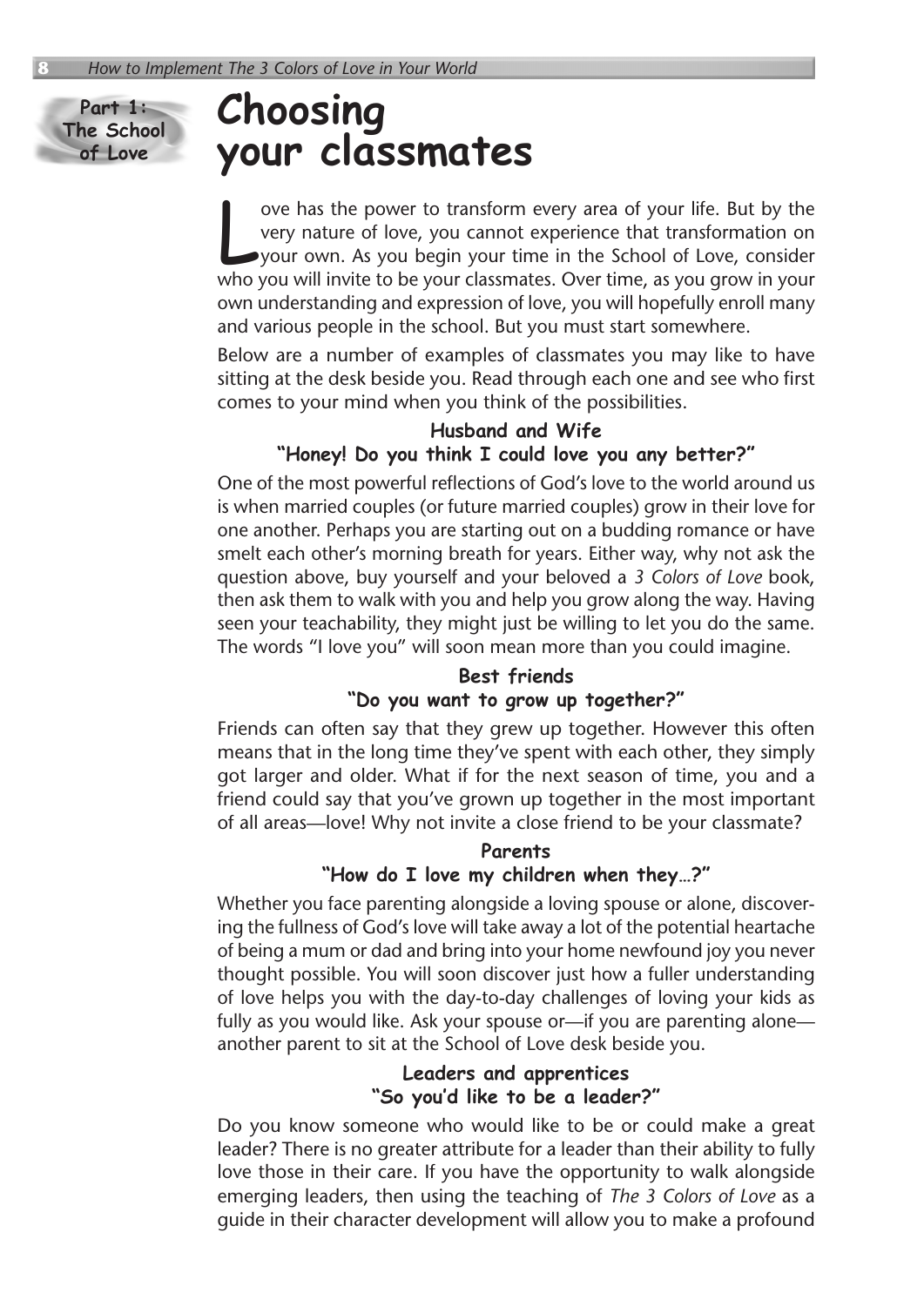Part 1: The School of Love

# Choosing your classmates

Love has the power to transform every area of your life. But by the very nature of love, you cannot experience that transformation on your own. As you begin your time in the School of Love, consider who you will invite to be your classmates. Over time, as you grow in your own understanding and expression of love, you will hopefully enroll many and various people in the school. But you must start somewhere.

Below are a number of examples of classmates you may like to have sitting at the desk beside you. Read through each one and see who first comes to your mind when you think of the possibilities.

### Husband and Wife
### "Honey! Do you think I could love you any better?"

One of the most powerful reflections of God's love to the world around us is when married couples (or future married couples) grow in their love for one another. Perhaps you are starting out on a budding romance or have smelt each other's morning breath for years. Either way, why not ask the question above, buy yourself and your beloved a *3 Colors of Love* book, then ask them to walk with you and help you grow along the way. Having seen your teachability, they might just be willing to let you do the same. The words "I love you" will soon mean more than you could imagine.

### Best friends
### "Do you want to grow up together?"

Friends can often say that they grew up together. However this often means that in the long time they've spent with each other, they simply got larger and older. What if for the next season of time, you and a friend could say that you've grown up together in the most important of all areas—love! Why not invite a close friend to be your classmate?

### Parents
### "How do I love my children when they…?"

Whether you face parenting alongside a loving spouse or alone, discovering the fullness of God's love will take away a lot of the potential heartache of being a mum or dad and bring into your home newfound joy you never thought possible. You will soon discover just how a fuller understanding of love helps you with the day-to-day challenges of loving your kids as fully as you would like. Ask your spouse or—if you are parenting alone—another parent to sit at the School of Love desk beside you.

### Leaders and apprentices
### "So you'd like to be a leader?"

Do you know someone who would like to be or could make a great leader? There is no greater attribute for a leader than their ability to fully love those in their care. If you have the opportunity to walk alongside emerging leaders, then using the teaching of *The 3 Colors of Love* as a guide in their character development will allow you to make a profound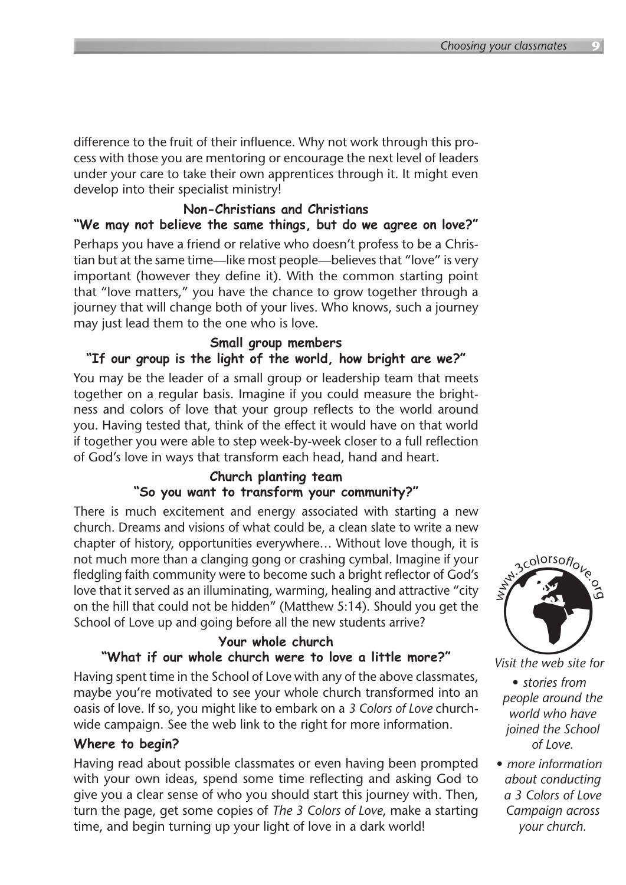difference to the fruit of their influence. Why not work through this process with those you are mentoring or encourage the next level of leaders under your care to take their own apprentices through it. It might even develop into their specialist ministry!

### Non-Christians and Christians
### "We may not believe the same things, but do we agree on love?"

Perhaps you have a friend or relative who doesn't profess to be a Christian but at the same time—like most people—believes that "love" is very important (however they define it). With the common starting point that "love matters," you have the chance to grow together through a journey that will change both of your lives. Who knows, such a journey may just lead them to the one who is love.

### Small group members
### "If our group is the light of the world, how bright are we?"

You may be the leader of a small group or leadership team that meets together on a regular basis. Imagine if you could measure the brightness and colors of love that your group reflects to the world around you. Having tested that, think of the effect it would have on that world if together you were able to step week-by-week closer to a full reflection of God's love in ways that transform each head, hand and heart.

### Church planting team
### "So you want to transform your community?"

There is much excitement and energy associated with starting a new church. Dreams and visions of what could be, a clean slate to write a new chapter of history, opportunities everywhere… Without love though, it is not much more than a clanging gong or crashing cymbal. Imagine if your fledgling faith community were to become such a bright reflector of God's love that it served as an illuminating, warming, healing and attractive "city on the hill that could not be hidden" (Matthew 5:14). Should you get the School of Love up and going before all the new students arrive?

### Your whole church
### "What if our whole church were to love a little more?"

Having spent time in the School of Love with any of the above classmates, maybe you're motivated to see your whole church transformed into an oasis of love. If so, you might like to embark on a *3 Colors of Love* church-wide campaign. See the web link to the right for more information.

### Where to begin?

Having read about possible classmates or even having been prompted with your own ideas, spend some time reflecting and asking God to give you a clear sense of who you should start this journey with. Then, turn the page, get some copies of *The 3 Colors of Love*, make a starting time, and begin turning up your light of love in a dark world!

www.3colorsoflove.org

*Visit the web site for*

- *stories from people around the world who have joined the School of Love.*
- *more information about conducting a 3 Colors of Love Campaign across your church.*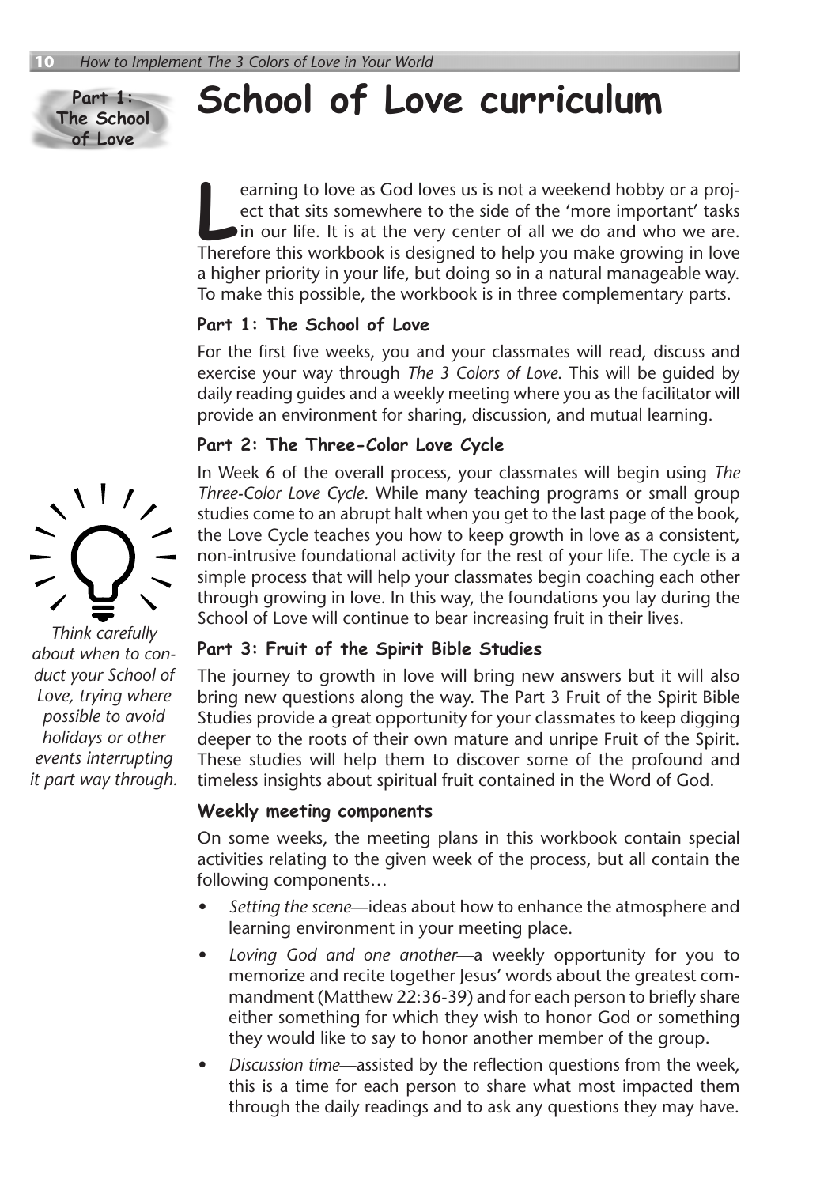Part 1: The School of Love

# School of Love curriculum

Learning to love as God loves us is not a weekend hobby or a project that sits somewhere to the side of the 'more important' tasks in our life. It is at the very center of all we do and who we are. Therefore this workbook is designed to help you make growing in love a higher priority in your life, but doing so in a natural manageable way. To make this possible, the workbook is in three complementary parts.

### Part 1: The School of Love

For the first five weeks, you and your classmates will read, discuss and exercise your way through *The 3 Colors of Love*. This will be guided by daily reading guides and a weekly meeting where you as the facilitator will provide an environment for sharing, discussion, and mutual learning.

### Part 2: The Three-Color Love Cycle

In Week 6 of the overall process, your classmates will begin using *The Three-Color Love Cycle*. While many teaching programs or small group studies come to an abrupt halt when you get to the last page of the book, the Love Cycle teaches you how to keep growth in love as a consistent, non-intrusive foundational activity for the rest of your life. The cycle is a simple process that will help your classmates begin coaching each other through growing in love. In this way, the foundations you lay during the School of Love will continue to bear increasing fruit in their lives.

*Think carefully about when to conduct your School of Love, trying where possible to avoid holidays or other events interrupting it part way through.*

### Part 3: Fruit of the Spirit Bible Studies

The journey to growth in love will bring new answers but it will also bring new questions along the way. The Part 3 Fruit of the Spirit Bible Studies provide a great opportunity for your classmates to keep digging deeper to the roots of their own mature and unripe Fruit of the Spirit. These studies will help them to discover some of the profound and timeless insights about spiritual fruit contained in the Word of God.

### Weekly meeting components

On some weeks, the meeting plans in this workbook contain special activities relating to the given week of the process, but all contain the following components…

- *Setting the scene*—ideas about how to enhance the atmosphere and learning environment in your meeting place.
- *Loving God and one another*—a weekly opportunity for you to memorize and recite together Jesus' words about the greatest commandment (Matthew 22:36-39) and for each person to briefly share either something for which they wish to honor God or something they would like to say to honor another member of the group.
- *Discussion time*—assisted by the reflection questions from the week, this is a time for each person to share what most impacted them through the daily readings and to ask any questions they may have.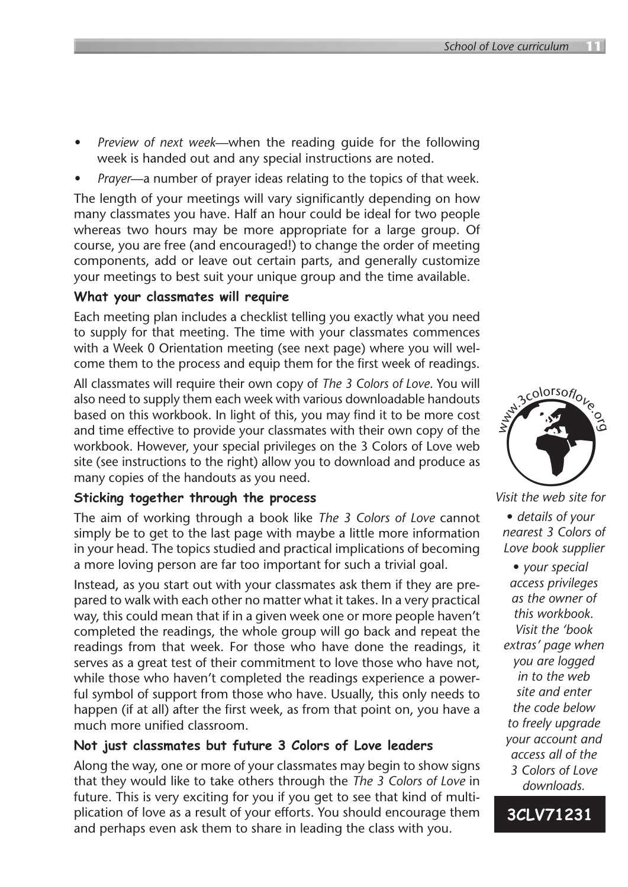- *Preview of next week*—when the reading guide for the following week is handed out and any special instructions are noted.
- *Prayer*—a number of prayer ideas relating to the topics of that week.

The length of your meetings will vary significantly depending on how many classmates you have. Half an hour could be ideal for two people whereas two hours may be more appropriate for a large group. Of course, you are free (and encouraged!) to change the order of meeting components, add or leave out certain parts, and generally customize your meetings to best suit your unique group and the time available.

### What your classmates will require

Each meeting plan includes a checklist telling you exactly what you need to supply for that meeting. The time with your classmates commences with a Week 0 Orientation meeting (see next page) where you will welcome them to the process and equip them for the first week of readings.

All classmates will require their own copy of *The 3 Colors of Love*. You will also need to supply them each week with various downloadable handouts based on this workbook. In light of this, you may find it to be more cost and time effective to provide your classmates with their own copy of the workbook. However, your special privileges on the 3 Colors of Love web site (see instructions to the right) allow you to download and produce as many copies of the handouts as you need.

### Sticking together through the process

The aim of working through a book like *The 3 Colors of Love* cannot simply be to get to the last page with maybe a little more information in your head. The topics studied and practical implications of becoming a more loving person are far too important for such a trivial goal.

Instead, as you start out with your classmates ask them if they are prepared to walk with each other no matter what it takes. In a very practical way, this could mean that if in a given week one or more people haven't completed the readings, the whole group will go back and repeat the readings from that week. For those who have done the readings, it serves as a great test of their commitment to love those who have not, while those who haven't completed the readings experience a powerful symbol of support from those who have. Usually, this only needs to happen (if at all) after the first week, as from that point on, you have a much more unified classroom.

### Not just classmates but future 3 Colors of Love leaders

Along the way, one or more of your classmates may begin to show signs that they would like to take others through the *The 3 Colors of Love* in future. This is very exciting for you if you get to see that kind of multiplication of love as a result of your efforts. You should encourage them and perhaps even ask them to share in leading the class with you.

www.3colorsoflove.org

*Visit the web site for*

- *details of your nearest 3 Colors of Love book supplier*
- *your special access privileges as the owner of this workbook. Visit the 'book extras' page when you are logged in to the web site and enter the code below to freely upgrade your account and access all of the 3 Colors of Love downloads.*

**3CLV71231**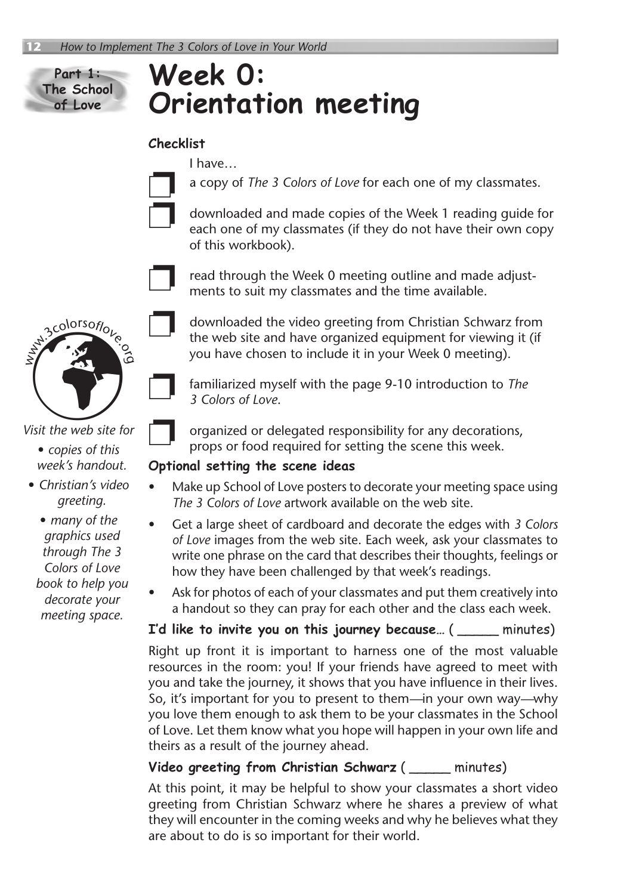Part 1: The School of Love

# Week 0: Orientation meeting

**Checklist**

I have…

- ☐ a copy of *The 3 Colors of Love* for each one of my classmates.
- ☐ downloaded and made copies of the Week 1 reading guide for each one of my classmates (if they do not have their own copy of this workbook).
- ☐ read through the Week 0 meeting outline and made adjustments to suit my classmates and the time available.
- ☐ downloaded the video greeting from Christian Schwarz from the web site and have organized equipment for viewing it (if you have chosen to include it in your Week 0 meeting).
- ☐ familiarized myself with the page 9-10 introduction to *The 3 Colors of Love*.
- ☐ organized or delegated responsibility for any decorations, props or food required for setting the scene this week.

www.3colorsoflove.org

*Visit the web site for*

- *copies of this week's handout.*
- *Christian's video greeting.*
- *many of the graphics used through The 3 Colors of Love book to help you decorate your meeting space.*

**Optional setting the scene ideas**

- Make up School of Love posters to decorate your meeting space using *The 3 Colors of Love* artwork available on the web site.
- Get a large sheet of cardboard and decorate the edges with *3 Colors of Love* images from the web site. Each week, ask your classmates to write one phrase on the card that describes their thoughts, feelings or how they have been challenged by that week's readings.
- Ask for photos of each of your classmates and put them creatively into a handout so they can pray for each other and the class each week.

**I'd like to invite you on this journey because…** ( _____ minutes)

Right up front it is important to harness one of the most valuable resources in the room: you! If your friends have agreed to meet with you and take the journey, it shows that you have influence in their lives. So, it's important for you to present to them—in your own way—why you love them enough to ask them to be your classmates in the School of Love. Let them know what you hope will happen in your own life and theirs as a result of the journey ahead.

**Video greeting from Christian Schwarz** ( _____ minutes)

At this point, it may be helpful to show your classmates a short video greeting from Christian Schwarz where he shares a preview of what they will encounter in the coming weeks and why he believes what they are about to do is so important for their world.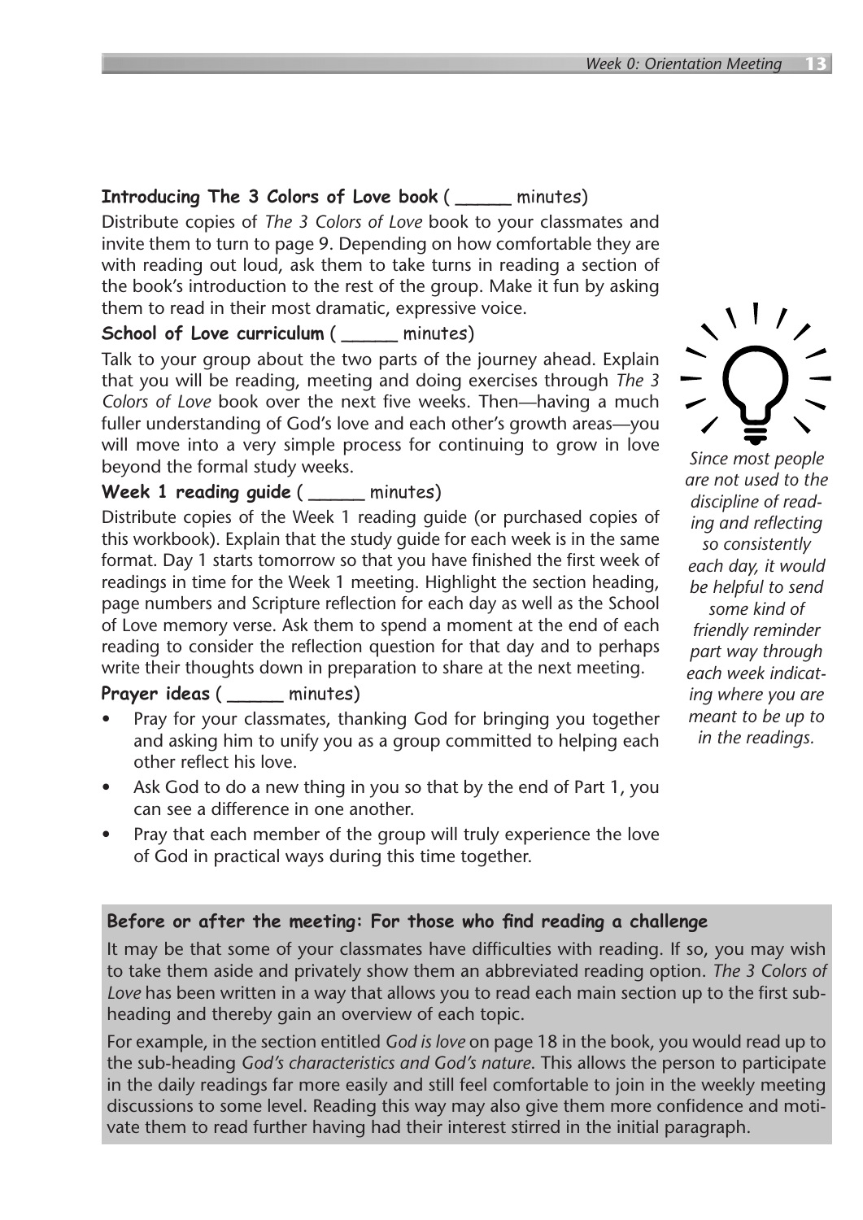**Introducing The 3 Colors of Love book** ( _____ minutes)

Distribute copies of *The 3 Colors of Love* book to your classmates and invite them to turn to page 9. Depending on how comfortable they are with reading out loud, ask them to take turns in reading a section of the book's introduction to the rest of the group. Make it fun by asking them to read in their most dramatic, expressive voice.

**School of Love curriculum** ( _____ minutes)

Talk to your group about the two parts of the journey ahead. Explain that you will be reading, meeting and doing exercises through *The 3 Colors of Love* book over the next five weeks. Then—having a much fuller understanding of God's love and each other's growth areas—you will move into a very simple process for continuing to grow in love beyond the formal study weeks.

**Week 1 reading guide** ( _____ minutes)

Distribute copies of the Week 1 reading guide (or purchased copies of this workbook). Explain that the study guide for each week is in the same format. Day 1 starts tomorrow so that you have finished the first week of readings in time for the Week 1 meeting. Highlight the section heading, page numbers and Scripture reflection for each day as well as the School of Love memory verse. Ask them to spend a moment at the end of each reading to consider the reflection question for that day and to perhaps write their thoughts down in preparation to share at the next meeting.

**Prayer ideas** ( _____ minutes)

- Pray for your classmates, thanking God for bringing you together and asking him to unify you as a group committed to helping each other reflect his love.
- Ask God to do a new thing in you so that by the end of Part 1, you can see a difference in one another.
- Pray that each member of the group will truly experience the love of God in practical ways during this time together.

*Since most people are not used to the discipline of reading and reflecting so consistently each day, it would be helpful to send some kind of friendly reminder part way through each week indicating where you are meant to be up to in the readings.*

**Before or after the meeting: For those who find reading a challenge**

It may be that some of your classmates have difficulties with reading. If so, you may wish to take them aside and privately show them an abbreviated reading option. *The 3 Colors of Love* has been written in a way that allows you to read each main section up to the first sub-heading and thereby gain an overview of each topic.

For example, in the section entitled *God is love* on page 18 in the book, you would read up to the sub-heading *God's characteristics and God's nature*. This allows the person to participate in the daily readings far more easily and still feel comfortable to join in the weekly meeting discussions to some level. Reading this way may also give them more confidence and motivate them to read further having had their interest stirred in the initial paragraph.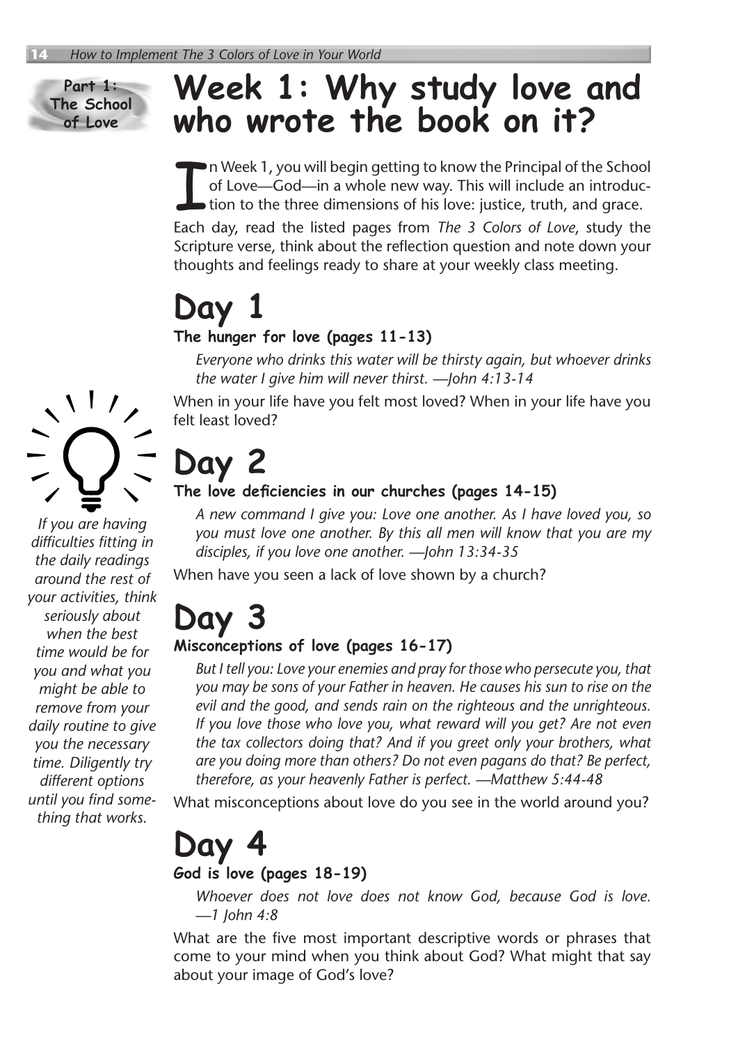Part 1: The School of Love

# Week 1: Why study love and who wrote the book on it?

In Week 1, you will begin getting to know the Principal of the School of Love—God—in a whole new way. This will include an introduction to the three dimensions of his love: justice, truth, and grace.

Each day, read the listed pages from *The 3 Colors of Love*, study the Scripture verse, think about the reflection question and note down your thoughts and feelings ready to share at your weekly class meeting.

## Day 1

### The hunger for love (pages 11-13)

*Everyone who drinks this water will be thirsty again, but whoever drinks the water I give him will never thirst. —John 4:13-14*

When in your life have you felt most loved? When in your life have you felt least loved?

## Day 2

### The love deficiencies in our churches (pages 14-15)

*A new command I give you: Love one another. As I have loved you, so you must love one another. By this all men will know that you are my disciples, if you love one another. —John 13:34-35*

When have you seen a lack of love shown by a church?

*If you are having difficulties fitting in the daily readings around the rest of your activities, think seriously about when the best time would be for you and what you might be able to remove from your daily routine to give you the necessary time. Diligently try different options until you find something that works.*

## Day 3

### Misconceptions of love (pages 16-17)

*But I tell you: Love your enemies and pray for those who persecute you, that you may be sons of your Father in heaven. He causes his sun to rise on the evil and the good, and sends rain on the righteous and the unrighteous. If you love those who love you, what reward will you get? Are not even the tax collectors doing that? And if you greet only your brothers, what are you doing more than others? Do not even pagans do that? Be perfect, therefore, as your heavenly Father is perfect. —Matthew 5:44-48*

What misconceptions about love do you see in the world around you?

## Day 4

### God is love (pages 18-19)

*Whoever does not love does not know God, because God is love. —1 John 4:8*

What are the five most important descriptive words or phrases that come to your mind when you think about God? What might that say about your image of God's love?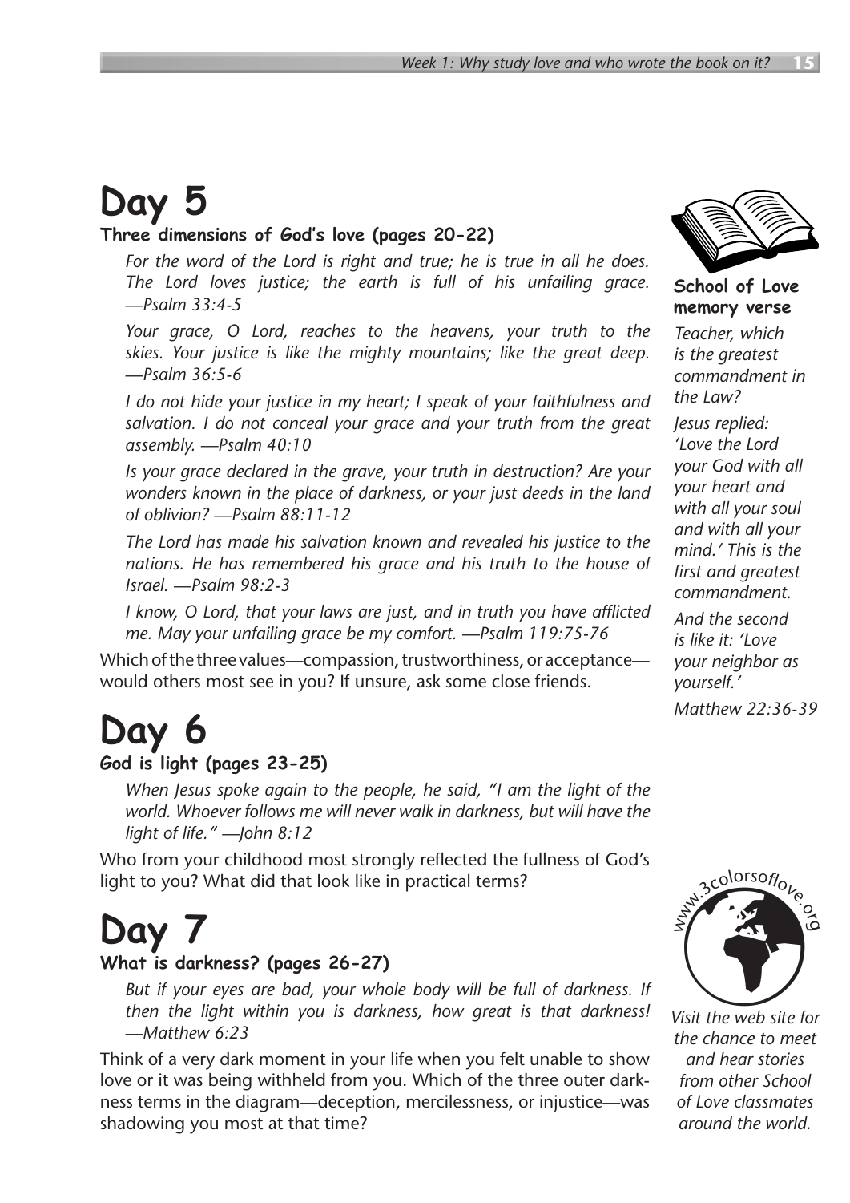# Day 5

**Three dimensions of God's love (pages 20-22)**

*For the word of the Lord is right and true; he is true in all he does. The Lord loves justice; the earth is full of his unfailing grace. —Psalm 33:4-5*

*Your grace, O Lord, reaches to the heavens, your truth to the skies. Your justice is like the mighty mountains; like the great deep. —Psalm 36:5-6*

*I do not hide your justice in my heart; I speak of your faithfulness and salvation. I do not conceal your grace and your truth from the great assembly. —Psalm 40:10*

*Is your grace declared in the grave, your truth in destruction? Are your wonders known in the place of darkness, or your just deeds in the land of oblivion? —Psalm 88:11-12*

*The Lord has made his salvation known and revealed his justice to the nations. He has remembered his grace and his truth to the house of Israel. —Psalm 98:2-3*

*I know, O Lord, that your laws are just, and in truth you have afflicted me. May your unfailing grace be my comfort. —Psalm 119:75-76*

Which of the three values—compassion, trustworthiness, or acceptance—would others most see in you? If unsure, ask some close friends.

# Day 6

**God is light (pages 23-25)**

*When Jesus spoke again to the people, he said, "I am the light of the world. Whoever follows me will never walk in darkness, but will have the light of life." —John 8:12*

Who from your childhood most strongly reflected the fullness of God's light to you? What did that look like in practical terms?

# Day 7

**What is darkness? (pages 26-27)**

*But if your eyes are bad, your whole body will be full of darkness. If then the light within you is darkness, how great is that darkness! —Matthew 6:23*

Think of a very dark moment in your life when you felt unable to show love or it was being withheld from you. Which of the three outer darkness terms in the diagram—deception, mercilessness, or injustice—was shadowing you most at that time?

**School of Love memory verse**

*Teacher, which is the greatest commandment in the Law?*

*Jesus replied: 'Love the Lord your God with all your heart and with all your soul and with all your mind.' This is the first and greatest commandment.*

*And the second is like it: 'Love your neighbor as yourself.'*

*Matthew 22:36-39*

www.3colorsoflove.org

*Visit the web site for the chance to meet and hear stories from other School of Love classmates around the world.*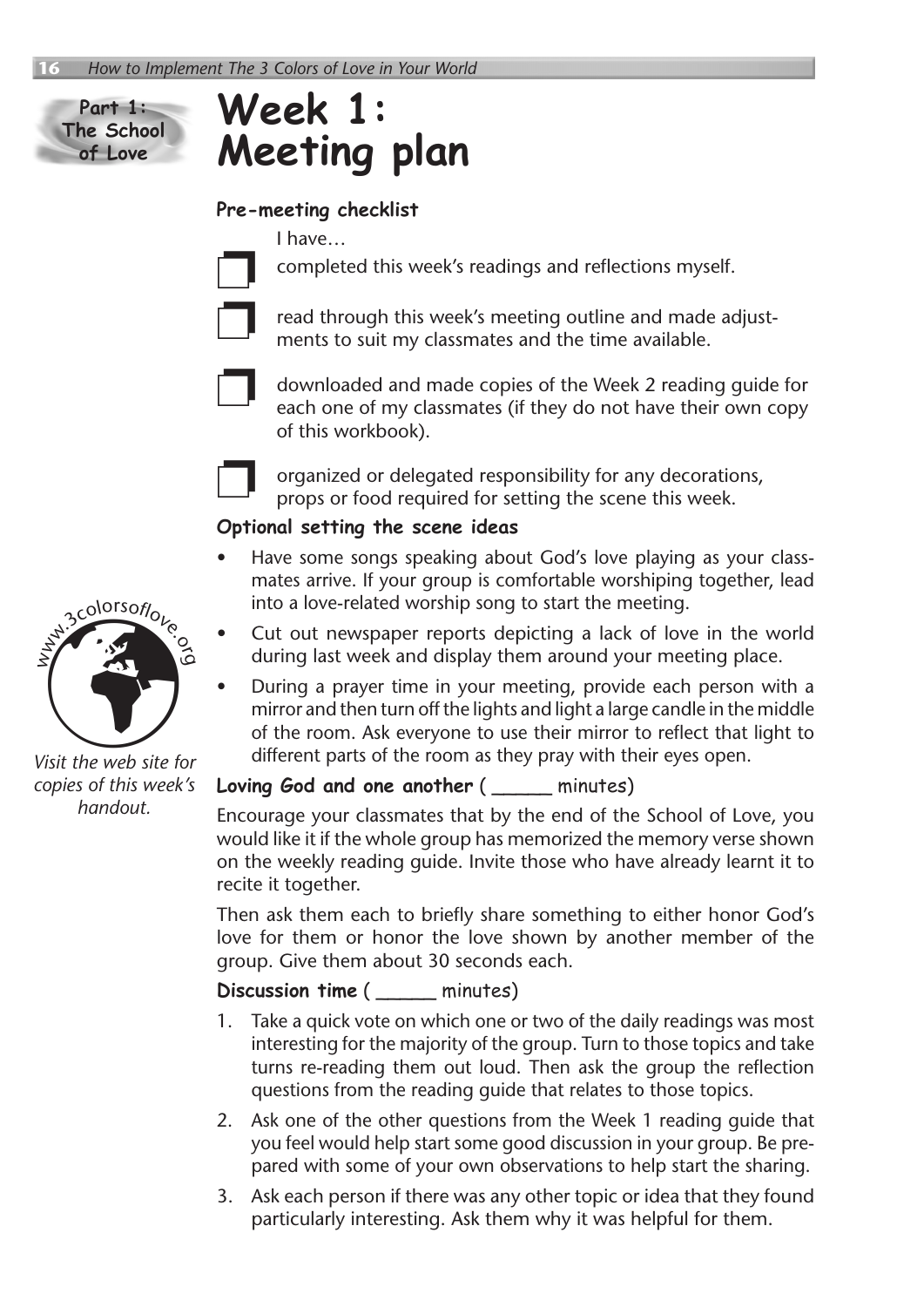Part 1: The School of Love

# Week 1: Meeting plan

### Pre-meeting checklist

I have…

- [ ] completed this week's readings and reflections myself.
- [ ] read through this week's meeting outline and made adjustments to suit my classmates and the time available.
- [ ] downloaded and made copies of the Week 2 reading guide for each one of my classmates (if they do not have their own copy of this workbook).
- [ ] organized or delegated responsibility for any decorations, props or food required for setting the scene this week.

### Optional setting the scene ideas

- Have some songs speaking about God's love playing as your classmates arrive. If your group is comfortable worshiping together, lead into a love-related worship song to start the meeting.
- Cut out newspaper reports depicting a lack of love in the world during last week and display them around your meeting place.
- During a prayer time in your meeting, provide each person with a mirror and then turn off the lights and light a large candle in the middle of the room. Ask everyone to use their mirror to reflect that light to different parts of the room as they pray with their eyes open.

www.3colorsoflove.org

*Visit the web site for copies of this week's handout.*

### Loving God and one another ( ______ minutes)

Encourage your classmates that by the end of the School of Love, you would like it if the whole group has memorized the memory verse shown on the weekly reading guide. Invite those who have already learnt it to recite it together.

Then ask them each to briefly share something to either honor God's love for them or honor the love shown by another member of the group. Give them about 30 seconds each.

### Discussion time ( ______ minutes)

1. Take a quick vote on which one or two of the daily readings was most interesting for the majority of the group. Turn to those topics and take turns re-reading them out loud. Then ask the group the reflection questions from the reading guide that relates to those topics.
2. Ask one of the other questions from the Week 1 reading guide that you feel would help start some good discussion in your group. Be prepared with some of your own observations to help start the sharing.
3. Ask each person if there was any other topic or idea that they found particularly interesting. Ask them why it was helpful for them.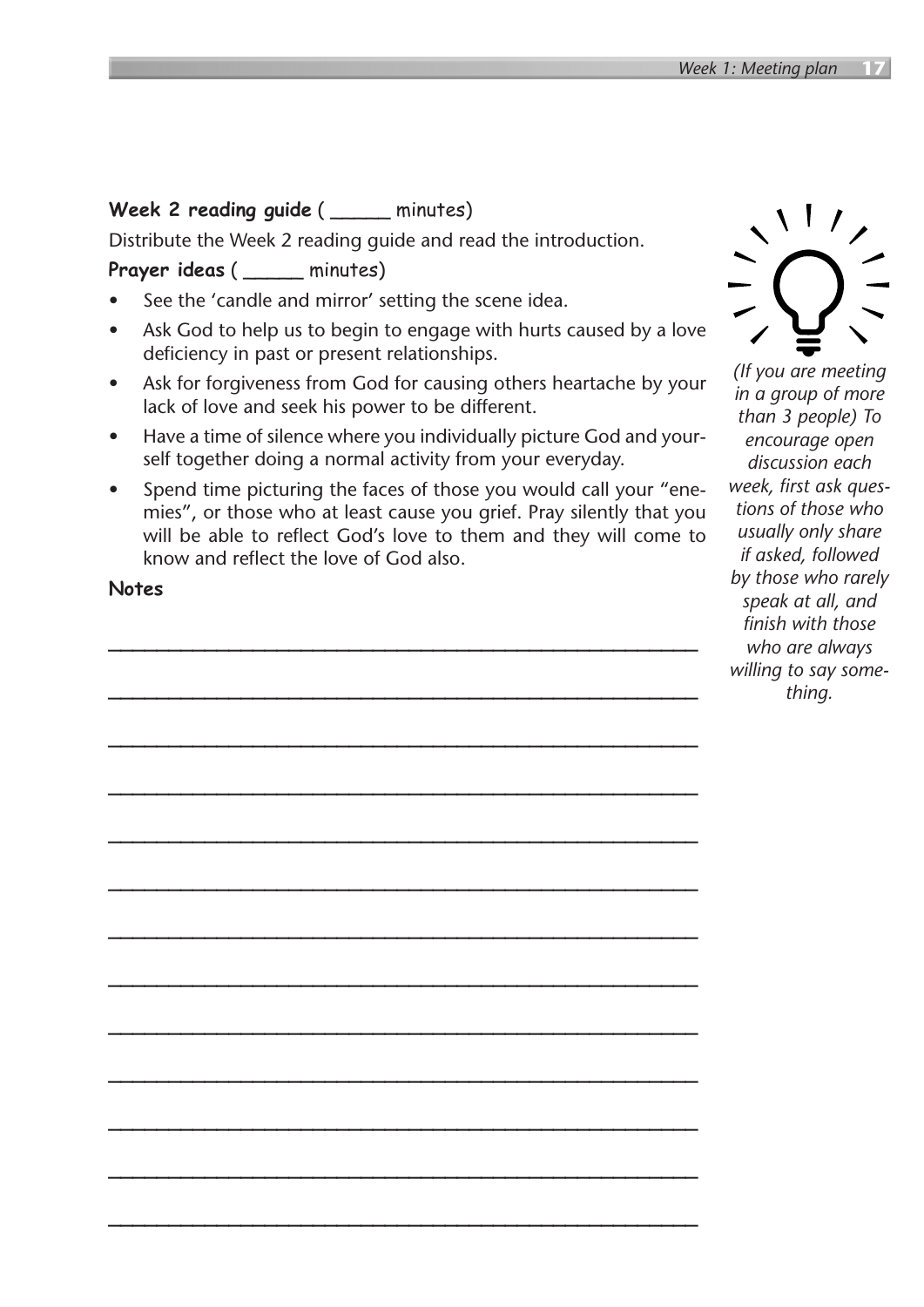**Week 2 reading guide** ( _____ minutes)

Distribute the Week 2 reading guide and read the introduction.

**Prayer ideas** ( _____ minutes)

- See the 'candle and mirror' setting the scene idea.
- Ask God to help us to begin to engage with hurts caused by a love deficiency in past or present relationships.
- Ask for forgiveness from God for causing others heartache by your lack of love and seek his power to be different.
- Have a time of silence where you individually picture God and yourself together doing a normal activity from your everyday.
- Spend time picturing the faces of those you would call your "enemies", or those who at least cause you grief. Pray silently that you will be able to reflect God's love to them and they will come to know and reflect the love of God also.

*(If you are meeting in a group of more than 3 people) To encourage open discussion each week, first ask questions of those who usually only share if asked, followed by those who rarely speak at all, and finish with those who are always willing to say something.*

**Notes**

______________________________________________________

______________________________________________________

______________________________________________________

______________________________________________________

______________________________________________________

______________________________________________________

______________________________________________________

______________________________________________________

______________________________________________________

______________________________________________________

______________________________________________________

______________________________________________________

______________________________________________________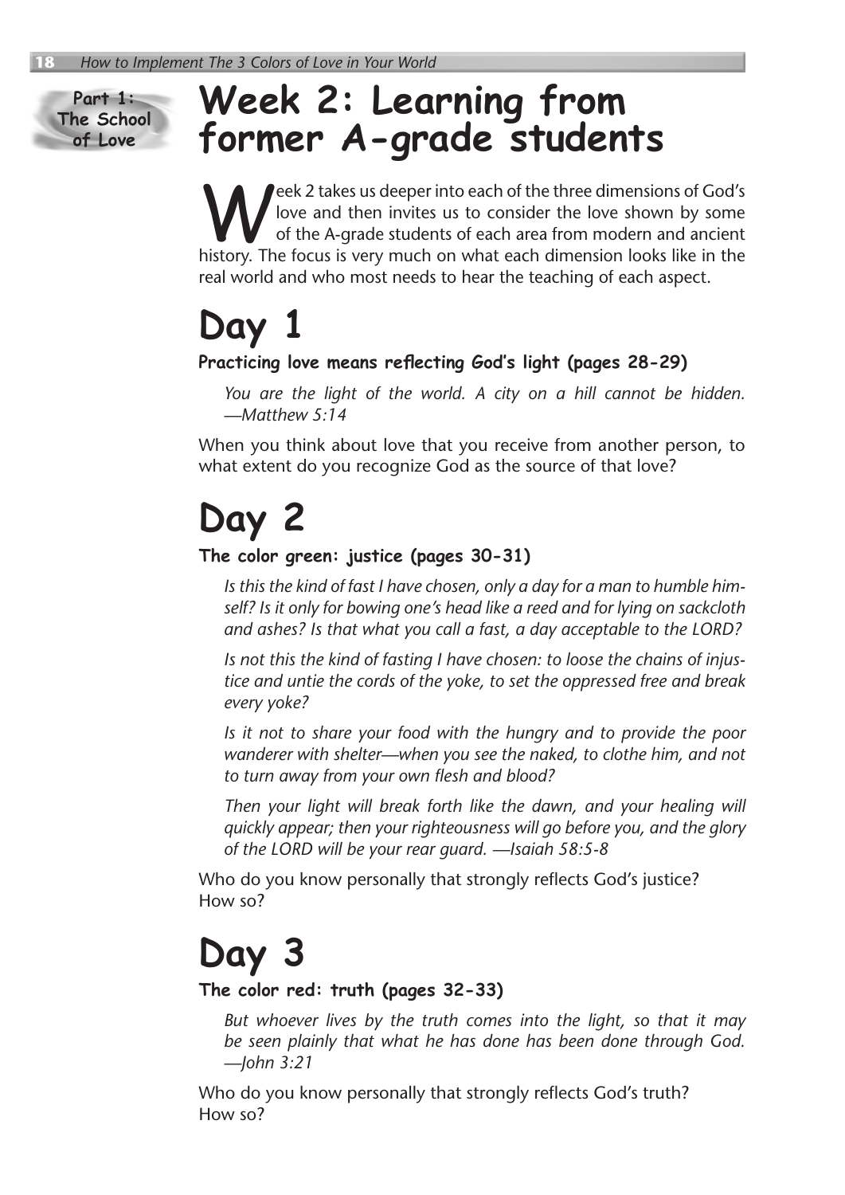Part 1: The School of Love

# Week 2: Learning from former A-grade students

Week 2 takes us deeper into each of the three dimensions of God's love and then invites us to consider the love shown by some of the A-grade students of each area from modern and ancient history. The focus is very much on what each dimension looks like in the real world and who most needs to hear the teaching of each aspect.

## Day 1

**Practicing love means reflecting God's light (pages 28-29)**

> *You are the light of the world. A city on a hill cannot be hidden. —Matthew 5:14*

When you think about love that you receive from another person, to what extent do you recognize God as the source of that love?

## Day 2

**The color green: justice (pages 30-31)**

> *Is this the kind of fast I have chosen, only a day for a man to humble himself? Is it only for bowing one's head like a reed and for lying on sackcloth and ashes? Is that what you call a fast, a day acceptable to the LORD?*
>
> *Is not this the kind of fasting I have chosen: to loose the chains of injustice and untie the cords of the yoke, to set the oppressed free and break every yoke?*
>
> *Is it not to share your food with the hungry and to provide the poor wanderer with shelter—when you see the naked, to clothe him, and not to turn away from your own flesh and blood?*
>
> *Then your light will break forth like the dawn, and your healing will quickly appear; then your righteousness will go before you, and the glory of the LORD will be your rear guard. —Isaiah 58:5-8*

Who do you know personally that strongly reflects God's justice?
How so?

## Day 3

**The color red: truth (pages 32-33)**

> *But whoever lives by the truth comes into the light, so that it may be seen plainly that what he has done has been done through God. —John 3:21*

Who do you know personally that strongly reflects God's truth?
How so?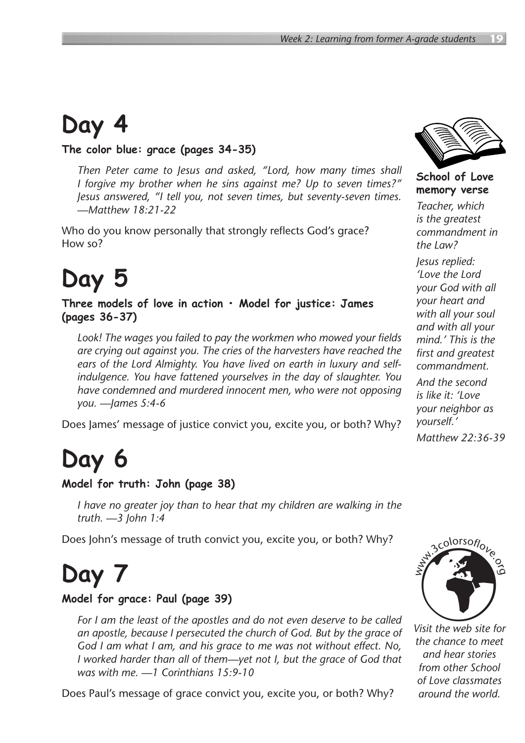# Day 4

**The color blue: grace (pages 34-35)**

> *Then Peter came to Jesus and asked, "Lord, how many times shall I forgive my brother when he sins against me? Up to seven times?" Jesus answered, "I tell you, not seven times, but seventy-seven times. —Matthew 18:21-22*

Who do you know personally that strongly reflects God's grace? How so?

# Day 5

**Three models of love in action • Model for justice: James (pages 36-37)**

> *Look! The wages you failed to pay the workmen who mowed your fields are crying out against you. The cries of the harvesters have reached the ears of the Lord Almighty. You have lived on earth in luxury and self-indulgence. You have fattened yourselves in the day of slaughter. You have condemned and murdered innocent men, who were not opposing you. —James 5:4-6*

Does James' message of justice convict you, excite you, or both? Why?

# Day 6

**Model for truth: John (page 38)**

> *I have no greater joy than to hear that my children are walking in the truth. —3 John 1:4*

Does John's message of truth convict you, excite you, or both? Why?

# Day 7

**Model for grace: Paul (page 39)**

> *For I am the least of the apostles and do not even deserve to be called an apostle, because I persecuted the church of God. But by the grace of God I am what I am, and his grace to me was not without effect. No, I worked harder than all of them—yet not I, but the grace of God that was with me. —1 Corinthians 15:9-10*

Does Paul's message of grace convict you, excite you, or both? Why?

**School of Love memory verse**

*Teacher, which is the greatest commandment in the Law?*

*Jesus replied: 'Love the Lord your God with all your heart and with all your soul and with all your mind.' This is the first and greatest commandment.*

*And the second is like it: 'Love your neighbor as yourself.'*

*Matthew 22:36-39*

www.3colorsoflove.org

*Visit the web site for the chance to meet and hear stories from other School of Love classmates around the world.*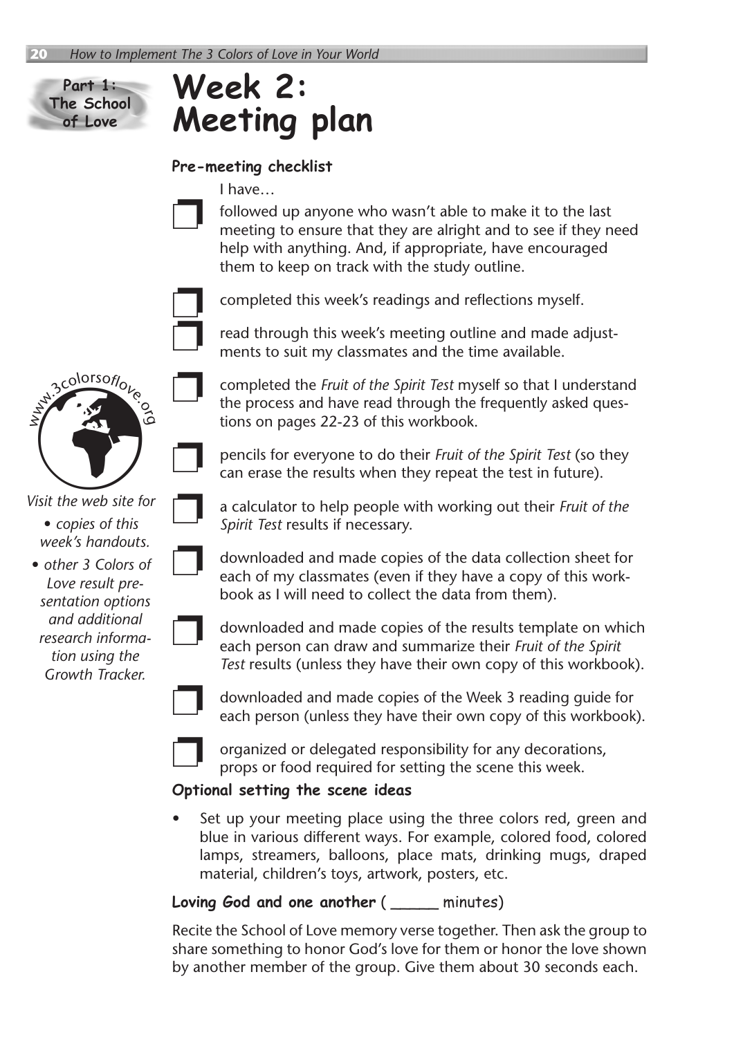Part 1: The School of Love

# Week 2: Meeting plan

### Pre-meeting checklist

I have…

- ❐ followed up anyone who wasn't able to make it to the last meeting to ensure that they are alright and to see if they need help with anything. And, if appropriate, have encouraged them to keep on track with the study outline.
- ❐ completed this week's readings and reflections myself.
- ❐ read through this week's meeting outline and made adjustments to suit my classmates and the time available.
- ❐ completed the *Fruit of the Spirit Test* myself so that I understand the process and have read through the frequently asked questions on pages 22-23 of this workbook.
- ❐ pencils for everyone to do their *Fruit of the Spirit Test* (so they can erase the results when they repeat the test in future).
- ❐ a calculator to help people with working out their *Fruit of the Spirit Test* results if necessary.
- ❐ downloaded and made copies of the data collection sheet for each of my classmates (even if they have a copy of this workbook as I will need to collect the data from them).
- ❐ downloaded and made copies of the results template on which each person can draw and summarize their *Fruit of the Spirit Test* results (unless they have their own copy of this workbook).
- ❐ downloaded and made copies of the Week 3 reading guide for each person (unless they have their own copy of this workbook).
- ❐ organized or delegated responsibility for any decorations, props or food required for setting the scene this week.

www.3colorsoflove.org

*Visit the web site for*

- *copies of this week's handouts.*
- *other 3 Colors of Love result presentation options and additional research information using the Growth Tracker.*

### Optional setting the scene ideas

- Set up your meeting place using the three colors red, green and blue in various different ways. For example, colored food, colored lamps, streamers, balloons, place mats, drinking mugs, draped material, children's toys, artwork, posters, etc.

### Loving God and one another ( ______ minutes)

Recite the School of Love memory verse together. Then ask the group to share something to honor God's love for them or honor the love shown by another member of the group. Give them about 30 seconds each.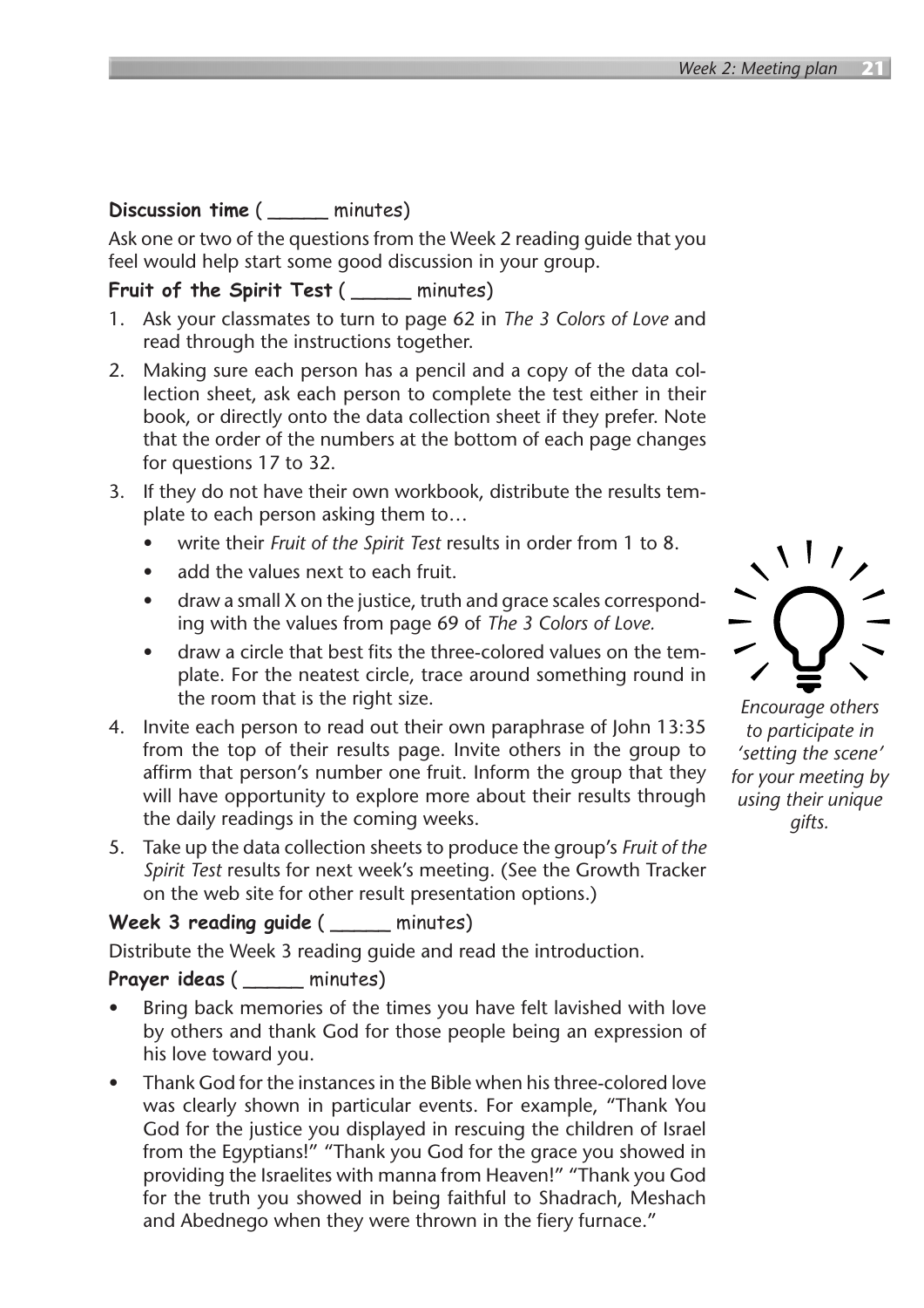**Discussion time** ( _____ minutes)

Ask one or two of the questions from the Week 2 reading guide that you feel would help start some good discussion in your group.

**Fruit of the Spirit Test** ( _____ minutes)

1. Ask your classmates to turn to page 62 in *The 3 Colors of Love* and read through the instructions together.
2. Making sure each person has a pencil and a copy of the data collection sheet, ask each person to complete the test either in their book, or directly onto the data collection sheet if they prefer. Note that the order of the numbers at the bottom of each page changes for questions 17 to 32.
3. If they do not have their own workbook, distribute the results template to each person asking them to…
   - write their *Fruit of the Spirit Test* results in order from 1 to 8.
   - add the values next to each fruit.
   - draw a small X on the justice, truth and grace scales corresponding with the values from page 69 of *The 3 Colors of Love.*
   - draw a circle that best fits the three-colored values on the template. For the neatest circle, trace around something round in the room that is the right size.
4. Invite each person to read out their own paraphrase of John 13:35 from the top of their results page. Invite others in the group to affirm that person's number one fruit. Inform the group that they will have opportunity to explore more about their results through the daily readings in the coming weeks.
5. Take up the data collection sheets to produce the group's *Fruit of the Spirit Test* results for next week's meeting. (See the Growth Tracker on the web site for other result presentation options.)

*Encourage others to participate in 'setting the scene' for your meeting by using their unique gifts.*

**Week 3 reading guide** ( _____ minutes)

Distribute the Week 3 reading guide and read the introduction.

**Prayer ideas** ( _____ minutes)

- Bring back memories of the times you have felt lavished with love by others and thank God for those people being an expression of his love toward you.
- Thank God for the instances in the Bible when his three-colored love was clearly shown in particular events. For example, "Thank You God for the justice you displayed in rescuing the children of Israel from the Egyptians!" "Thank you God for the grace you showed in providing the Israelites with manna from Heaven!" "Thank you God for the truth you showed in being faithful to Shadrach, Meshach and Abednego when they were thrown in the fiery furnace."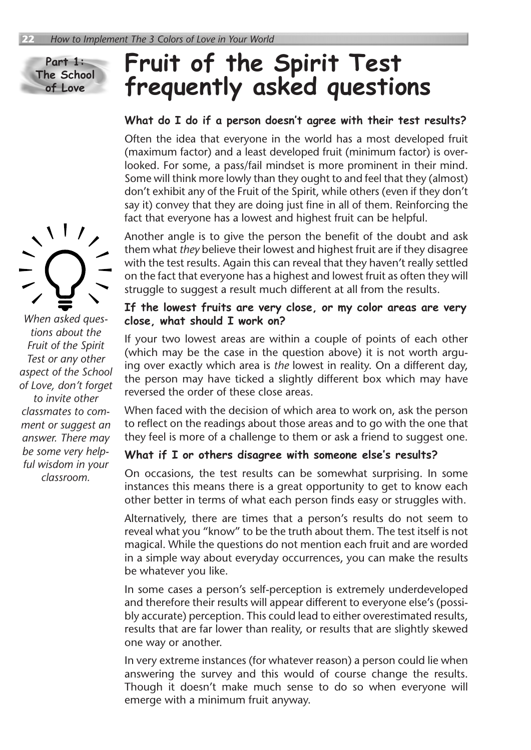Part 1: The School of Love

# Fruit of the Spirit Test frequently asked questions

### What do I do if a person doesn't agree with their test results?

Often the idea that everyone in the world has a most developed fruit (maximum factor) and a least developed fruit (minimum factor) is overlooked. For some, a pass/fail mindset is more prominent in their mind. Some will think more lowly than they ought to and feel that they (almost) don't exhibit any of the Fruit of the Spirit, while others (even if they don't say it) convey that they are doing just fine in all of them. Reinforcing the fact that everyone has a lowest and highest fruit can be helpful.

Another angle is to give the person the benefit of the doubt and ask them what *they* believe their lowest and highest fruit are if they disagree with the test results. Again this can reveal that they haven't really settled on the fact that everyone has a highest and lowest fruit as often they will struggle to suggest a result much different at all from the results.

*When asked questions about the Fruit of the Spirit Test or any other aspect of the School of Love, don't forget to invite other classmates to comment or suggest an answer. There may be some very helpful wisdom in your classroom.*

### If the lowest fruits are very close, or my color areas are very close, what should I work on?

If your two lowest areas are within a couple of points of each other (which may be the case in the question above) it is not worth arguing over exactly which area is *the* lowest in reality. On a different day, the person may have ticked a slightly different box which may have reversed the order of these close areas.

When faced with the decision of which area to work on, ask the person to reflect on the readings about those areas and to go with the one that they feel is more of a challenge to them or ask a friend to suggest one.

### What if I or others disagree with someone else's results?

On occasions, the test results can be somewhat surprising. In some instances this means there is a great opportunity to get to know each other better in terms of what each person finds easy or struggles with.

Alternatively, there are times that a person's results do not seem to reveal what you "know" to be the truth about them. The test itself is not magical. While the questions do not mention each fruit and are worded in a simple way about everyday occurrences, you can make the results be whatever you like.

In some cases a person's self-perception is extremely underdeveloped and therefore their results will appear different to everyone else's (possibly accurate) perception. This could lead to either overestimated results, results that are far lower than reality, or results that are slightly skewed one way or another.

In very extreme instances (for whatever reason) a person could lie when answering the survey and this would of course change the results. Though it doesn't make much sense to do so when everyone will emerge with a minimum fruit anyway.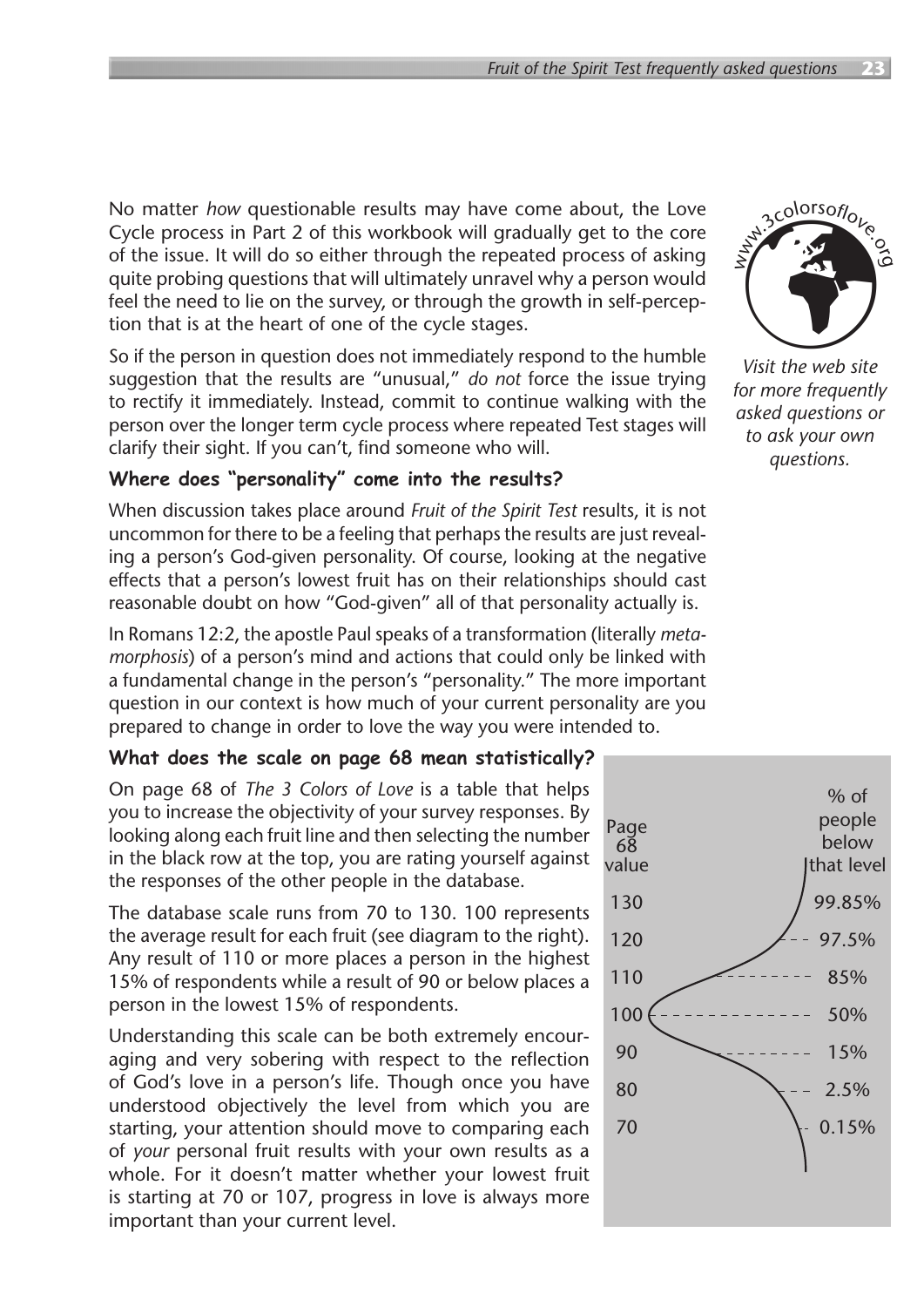No matter *how* questionable results may have come about, the Love Cycle process in Part 2 of this workbook will gradually get to the core of the issue. It will do so either through the repeated process of asking quite probing questions that will ultimately unravel why a person would feel the need to lie on the survey, or through the growth in self-perception that is at the heart of one of the cycle stages.

So if the person in question does not immediately respond to the humble suggestion that the results are "unusual," *do not* force the issue trying to rectify it immediately. Instead, commit to continue walking with the person over the longer term cycle process where repeated Test stages will clarify their sight. If you can't, find someone who will.

www.3colorsoflove.org

*Visit the web site for more frequently asked questions or to ask your own questions.*

### Where does "personality" come into the results?

When discussion takes place around *Fruit of the Spirit Test* results, it is not uncommon for there to be a feeling that perhaps the results are just revealing a person's God-given personality. Of course, looking at the negative effects that a person's lowest fruit has on their relationships should cast reasonable doubt on how "God-given" all of that personality actually is.

In Romans 12:2, the apostle Paul speaks of a transformation (literally *metamorphosis*) of a person's mind and actions that could only be linked with a fundamental change in the person's "personality." The more important question in our context is how much of your current personality are you prepared to change in order to love the way you were intended to.

### What does the scale on page 68 mean statistically?

On page 68 of *The 3 Colors of Love* is a table that helps you to increase the objectivity of your survey responses. By looking along each fruit line and then selecting the number in the black row at the top, you are rating yourself against the responses of the other people in the database.

The database scale runs from 70 to 130. 100 represents the average result for each fruit (see diagram to the right). Any result of 110 or more places a person in the highest 15% of respondents while a result of 90 or below places a person in the lowest 15% of respondents.

Understanding this scale can be both extremely encouraging and very sobering with respect to the reflection of God's love in a person's life. Though once you have understood objectively the level from which you are starting, your attention should move to comparing each of *your* personal fruit results with your own results as a whole. For it doesn't matter whether your lowest fruit is starting at 70 or 107, progress in love is always more important than your current level.

| Page 68 value | % of people below that level |
|---|---|
| 130 | 99.85% |
| 120 | 97.5% |
| 110 | 85% |
| 100 | 50% |
| 90 | 15% |
| 80 | 2.5% |
| 70 | 0.15% |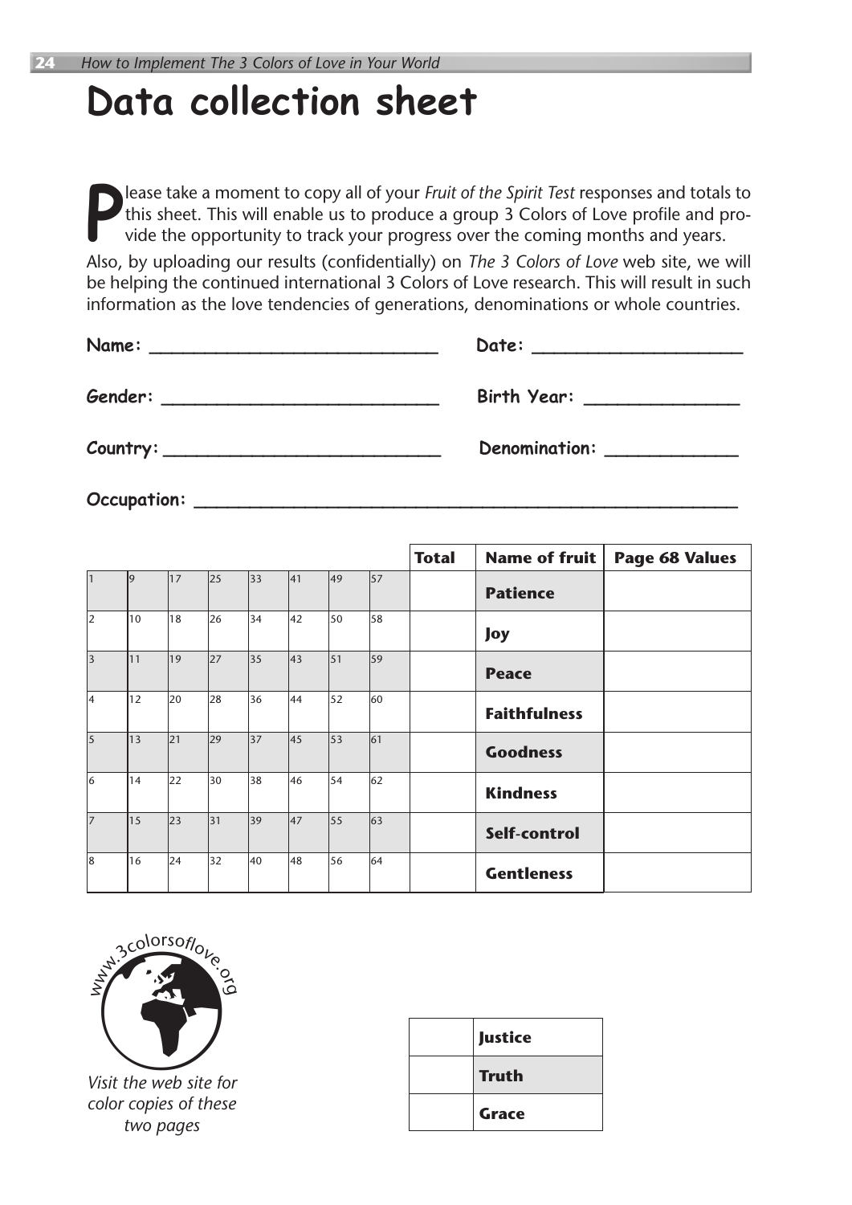# Data collection sheet

Please take a moment to copy all of your *Fruit of the Spirit Test* responses and totals to this sheet. This will enable us to produce a group 3 Colors of Love profile and provide the opportunity to track your progress over the coming months and years.

Also, by uploading our results (confidentially) on *The 3 Colors of Love* web site, we will be helping the continued international 3 Colors of Love research. This will result in such information as the love tendencies of generations, denominations or whole countries.

**Name:** ____________________________ **Date:** ____________________

**Gender:** ___________________________ **Birth Year:** _______________

**Country:** ___________________________ **Denomination:** _____________

**Occupation:** ______________________________________________________

| | | | | | | | | Total | Name of fruit | Page 68 Values |
|---|---|---|---|---|---|---|---|---|---|---|
| 1 | 9 | 17 | 25 | 33 | 41 | 49 | 57 | | **Patience** | |
| 2 | 10 | 18 | 26 | 34 | 42 | 50 | 58 | | **Joy** | |
| 3 | 11 | 19 | 27 | 35 | 43 | 51 | 59 | | **Peace** | |
| 4 | 12 | 20 | 28 | 36 | 44 | 52 | 60 | | **Faithfulness** | |
| 5 | 13 | 21 | 29 | 37 | 45 | 53 | 61 | | **Goodness** | |
| 6 | 14 | 22 | 30 | 38 | 46 | 54 | 62 | | **Kindness** | |
| 7 | 15 | 23 | 31 | 39 | 47 | 55 | 63 | | **Self-control** | |
| 8 | 16 | 24 | 32 | 40 | 48 | 56 | 64 | | **Gentleness** | |

www.3colorsoflove.org

*Visit the web site for color copies of these two pages*

| | |
|---|---|
| | **Justice** |
| | **Truth** |
| | **Grace** |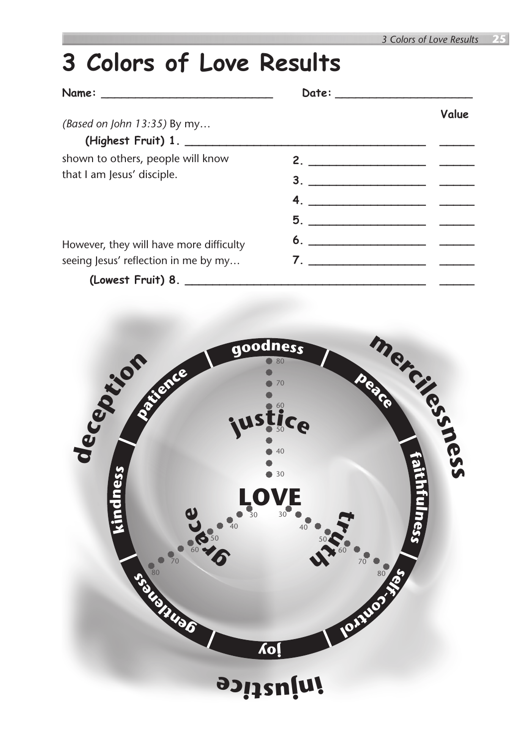# 3 Colors of Love Results

**Name:** ___________________________ **Date:** _____________________

*(Based on John 13:35)* By my…

| | | **Value** |
|---|---|---|
| **(Highest Fruit) 1.** | ______________________________ | ______ |
| shown to others, people will know that I am Jesus' disciple. | **2.** __________________ | ______ |
| | **3.** __________________ | ______ |
| | **4.** __________________ | ______ |
| | **5.** __________________ | ______ |
| However, they will have more difficulty seeing Jesus' reflection in me by my… | **6.** __________________ | ______ |
| | **7.** __________________ | ______ |
| **(Lowest Fruit) 8.** | ______________________________ | ______ |

deception

merciless­ness

injustice

goodness

peace

faithfulness

self-control

joy

gentleness

kindness

patience

justice

grace

truth

LOVE

30 40 50 60 70 80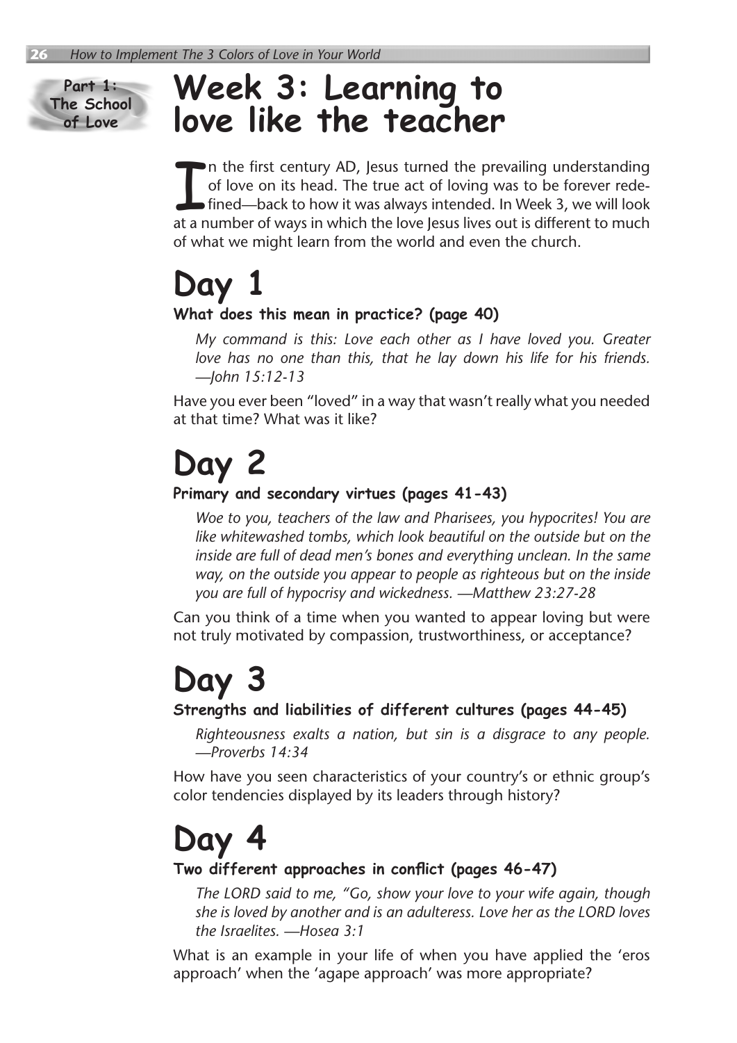Part 1: The School of Love

# Week 3: Learning to love like the teacher

In the first century AD, Jesus turned the prevailing understanding of love on its head. The true act of loving was to be forever redefined—back to how it was always intended. In Week 3, we will look at a number of ways in which the love Jesus lives out is different to much of what we might learn from the world and even the church.

## Day 1

**What does this mean in practice? (page 40)**

> *My command is this: Love each other as I have loved you. Greater love has no one than this, that he lay down his life for his friends. —John 15:12-13*

Have you ever been "loved" in a way that wasn't really what you needed at that time? What was it like?

## Day 2

**Primary and secondary virtues (pages 41-43)**

> *Woe to you, teachers of the law and Pharisees, you hypocrites! You are like whitewashed tombs, which look beautiful on the outside but on the inside are full of dead men's bones and everything unclean. In the same way, on the outside you appear to people as righteous but on the inside you are full of hypocrisy and wickedness. —Matthew 23:27-28*

Can you think of a time when you wanted to appear loving but were not truly motivated by compassion, trustworthiness, or acceptance?

## Day 3

**Strengths and liabilities of different cultures (pages 44-45)**

> *Righteousness exalts a nation, but sin is a disgrace to any people. —Proverbs 14:34*

How have you seen characteristics of your country's or ethnic group's color tendencies displayed by its leaders through history?

## Day 4

**Two different approaches in conflict (pages 46-47)**

> *The LORD said to me, "Go, show your love to your wife again, though she is loved by another and is an adulteress. Love her as the LORD loves the Israelites. —Hosea 3:1*

What is an example in your life of when you have applied the 'eros approach' when the 'agape approach' was more appropriate?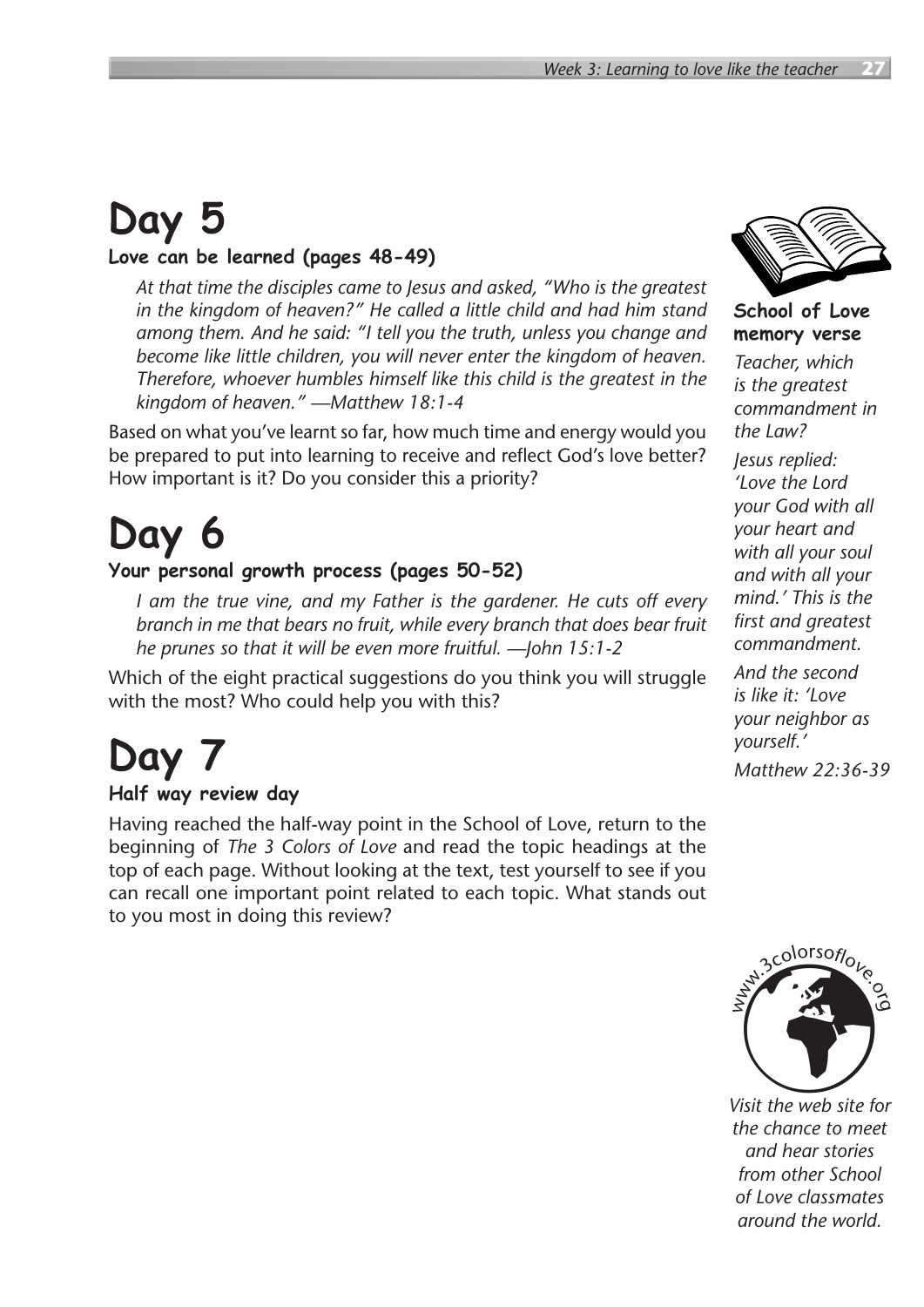# Day 5

**Love can be learned (pages 48-49)**

> *At that time the disciples came to Jesus and asked, "Who is the greatest in the kingdom of heaven?" He called a little child and had him stand among them. And he said: "I tell you the truth, unless you change and become like little children, you will never enter the kingdom of heaven. Therefore, whoever humbles himself like this child is the greatest in the kingdom of heaven." —Matthew 18:1-4*

Based on what you've learnt so far, how much time and energy would you be prepared to put into learning to receive and reflect God's love better? How important is it? Do you consider this a priority?

# Day 6

**Your personal growth process (pages 50-52)**

> *I am the true vine, and my Father is the gardener. He cuts off every branch in me that bears no fruit, while every branch that does bear fruit he prunes so that it will be even more fruitful. —John 15:1-2*

Which of the eight practical suggestions do you think you will struggle with the most? Who could help you with this?

# Day 7

**Half way review day**

Having reached the half-way point in the School of Love, return to the beginning of *The 3 Colors of Love* and read the topic headings at the top of each page. Without looking at the text, test yourself to see if you can recall one important point related to each topic. What stands out to you most in doing this review?

**School of Love memory verse**

*Teacher, which is the greatest commandment in the Law?*

*Jesus replied: 'Love the Lord your God with all your heart and with all your soul and with all your mind.' This is the first and greatest commandment.*

*And the second is like it: 'Love your neighbor as yourself.'*

*Matthew 22:36-39*

www.3colorsoflove.org

*Visit the web site for the chance to meet and hear stories from other School of Love classmates around the world.*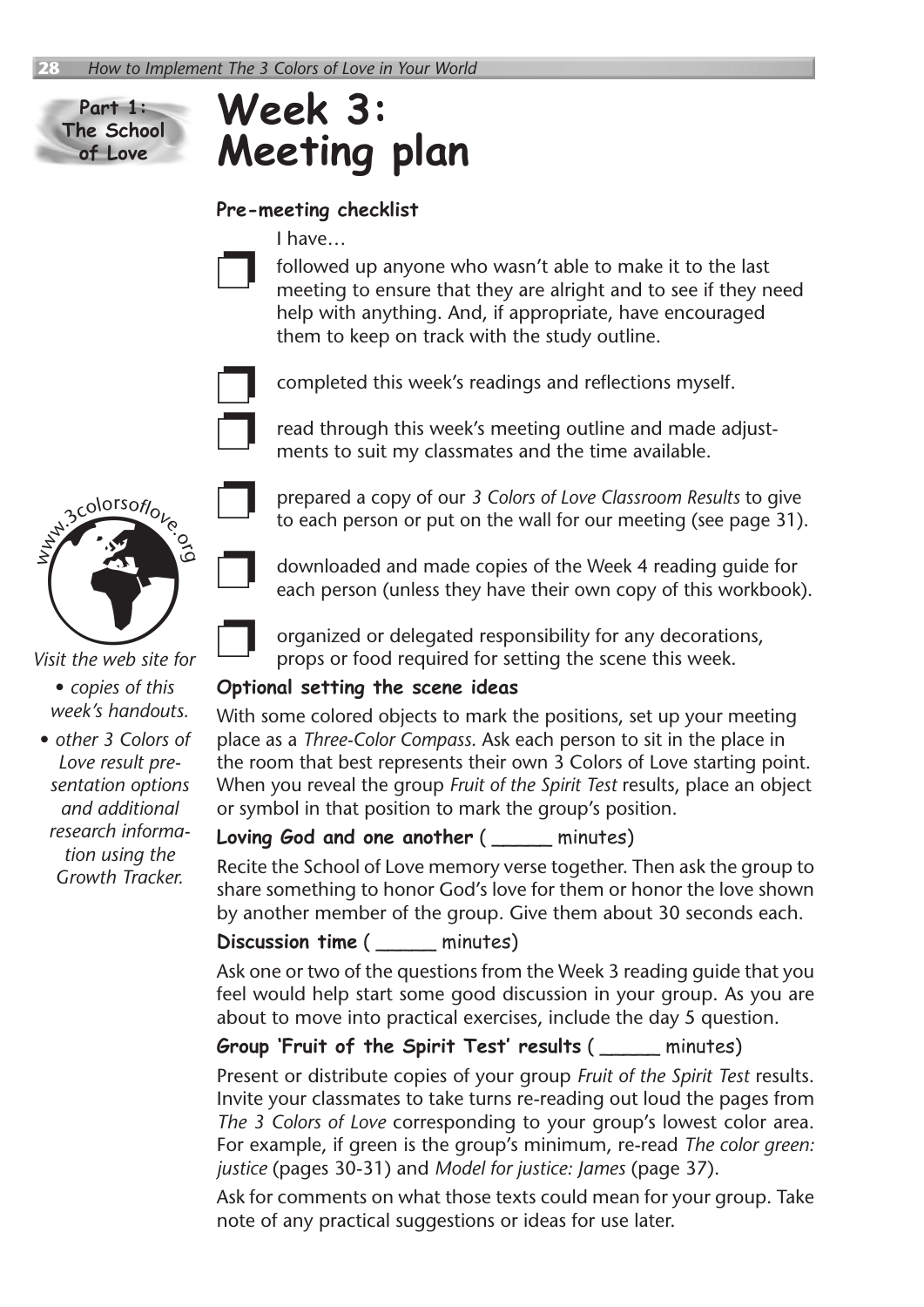Part 1: The School of Love

# Week 3: Meeting plan

### Pre-meeting checklist

I have…

- ❐ followed up anyone who wasn't able to make it to the last meeting to ensure that they are alright and to see if they need help with anything. And, if appropriate, have encouraged them to keep on track with the study outline.
- ❐ completed this week's readings and reflections myself.
- ❐ read through this week's meeting outline and made adjustments to suit my classmates and the time available.
- ❐ prepared a copy of our *3 Colors of Love Classroom Results* to give to each person or put on the wall for our meeting (see page 31).
- ❐ downloaded and made copies of the Week 4 reading guide for each person (unless they have their own copy of this workbook).
- ❐ organized or delegated responsibility for any decorations, props or food required for setting the scene this week.

www.3colorsoflove.org

*Visit the web site for*

- *copies of this week's handouts.*
- *other 3 Colors of Love result presentation options and additional research information using the Growth Tracker.*

### Optional setting the scene ideas

With some colored objects to mark the positions, set up your meeting place as a *Three-Color Compass*. Ask each person to sit in the place in the room that best represents their own 3 Colors of Love starting point. When you reveal the group *Fruit of the Spirit Test* results, place an object or symbol in that position to mark the group's position.

### Loving God and one another ( _____ minutes)

Recite the School of Love memory verse together. Then ask the group to share something to honor God's love for them or honor the love shown by another member of the group. Give them about 30 seconds each.

### Discussion time ( _____ minutes)

Ask one or two of the questions from the Week 3 reading guide that you feel would help start some good discussion in your group. As you are about to move into practical exercises, include the day 5 question.

### Group 'Fruit of the Spirit Test' results ( _____ minutes)

Present or distribute copies of your group *Fruit of the Spirit Test* results. Invite your classmates to take turns re-reading out loud the pages from *The 3 Colors of Love* corresponding to your group's lowest color area. For example, if green is the group's minimum, re-read *The color green: justice* (pages 30-31) and *Model for justice: James* (page 37).

Ask for comments on what those texts could mean for your group. Take note of any practical suggestions or ideas for use later.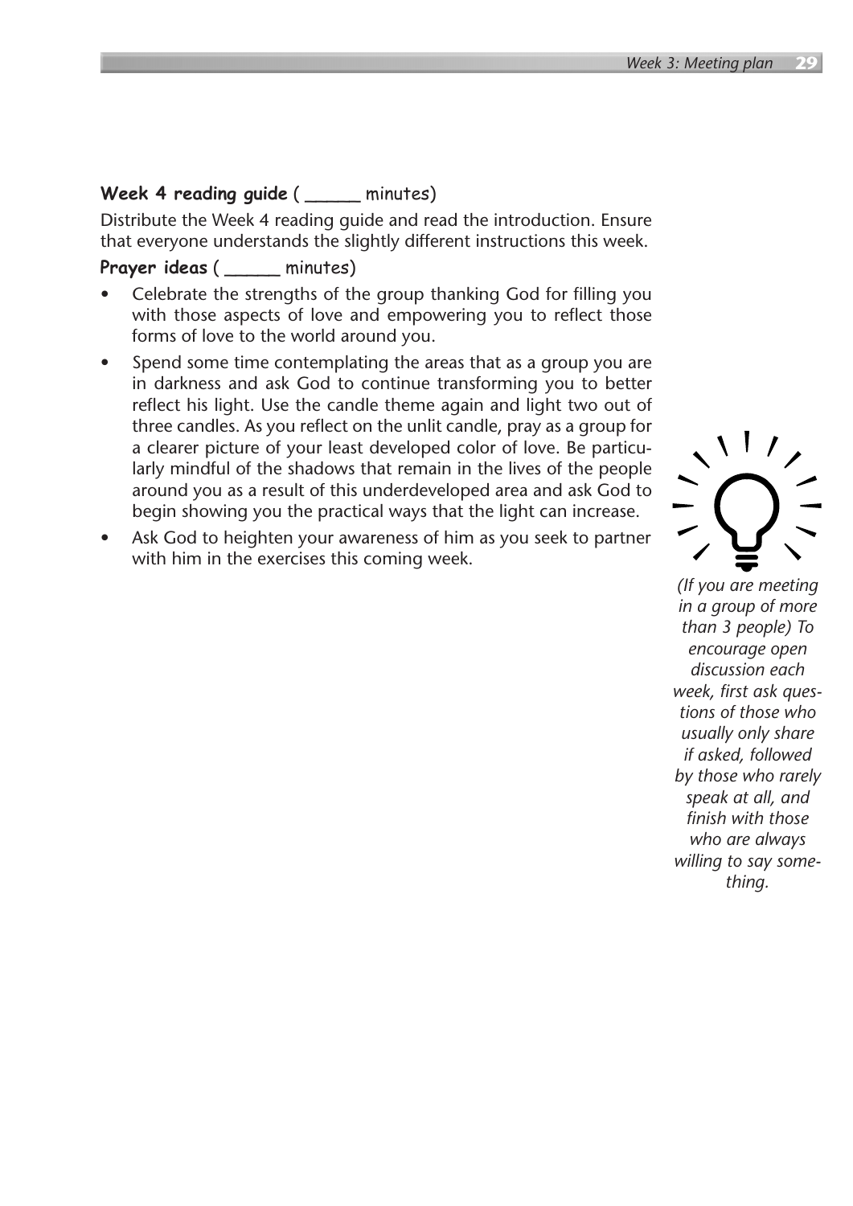**Week 4 reading guide** ( _____ minutes)

Distribute the Week 4 reading guide and read the introduction. Ensure that everyone understands the slightly different instructions this week.

**Prayer ideas** ( _____ minutes)

- Celebrate the strengths of the group thanking God for filling you with those aspects of love and empowering you to reflect those forms of love to the world around you.
- Spend some time contemplating the areas that as a group you are in darkness and ask God to continue transforming you to better reflect his light. Use the candle theme again and light two out of three candles. As you reflect on the unlit candle, pray as a group for a clearer picture of your least developed color of love. Be particularly mindful of the shadows that remain in the lives of the people around you as a result of this underdeveloped area and ask God to begin showing you the practical ways that the light can increase.
- Ask God to heighten your awareness of him as you seek to partner with him in the exercises this coming week.

*(If you are meeting in a group of more than 3 people) To encourage open discussion each week, first ask questions of those who usually only share if asked, followed by those who rarely speak at all, and finish with those who are always willing to say something.*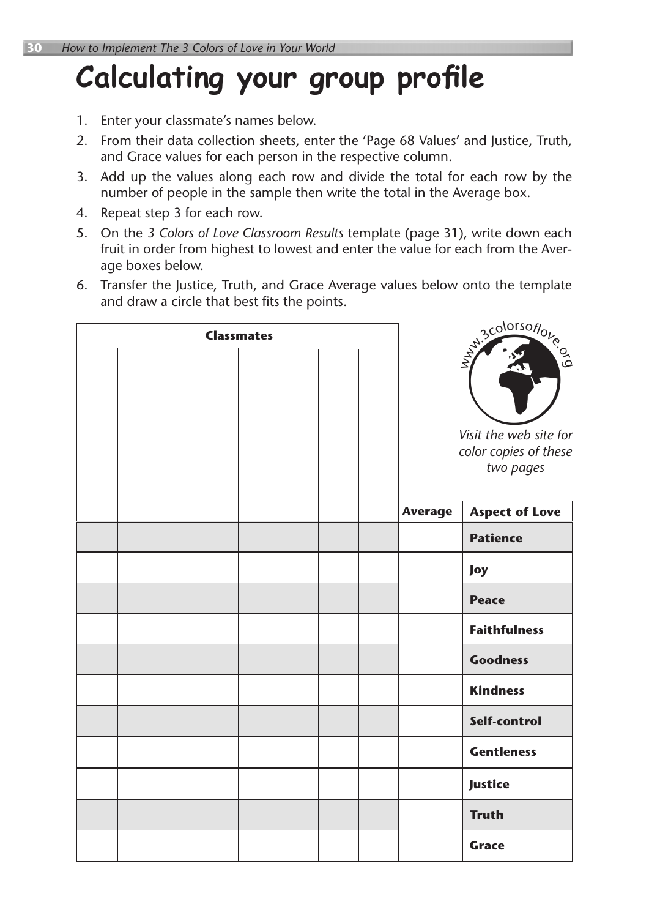# Calculating your group profile

1. Enter your classmate's names below.
2. From their data collection sheets, enter the 'Page 68 Values' and Justice, Truth, and Grace values for each person in the respective column.
3. Add up the values along each row and divide the total for each row by the number of people in the sample then write the total in the Average box.
4. Repeat step 3 for each row.
5. On the *3 Colors of Love Classroom Results* template (page 31), write down each fruit in order from highest to lowest and enter the value for each from the Average boxes below.
6. Transfer the Justice, Truth, and Grace Average values below onto the template and draw a circle that best fits the points.

www.3colorsoflove.org

*Visit the web site for color copies of these two pages*

| Classmates | | | | | | | | | |
|---|---|---|---|---|---|---|---|---|---|
| | | | | | | | | **Average** | **Aspect of Love** |
| | | | | | | | | | **Patience** |
| | | | | | | | | | **Joy** |
| | | | | | | | | | **Peace** |
| | | | | | | | | | **Faithfulness** |
| | | | | | | | | | **Goodness** |
| | | | | | | | | | **Kindness** |
| | | | | | | | | | **Self-control** |
| | | | | | | | | | **Gentleness** |
| | | | | | | | | | **Justice** |
| | | | | | | | | | **Truth** |
| | | | | | | | | | **Grace** |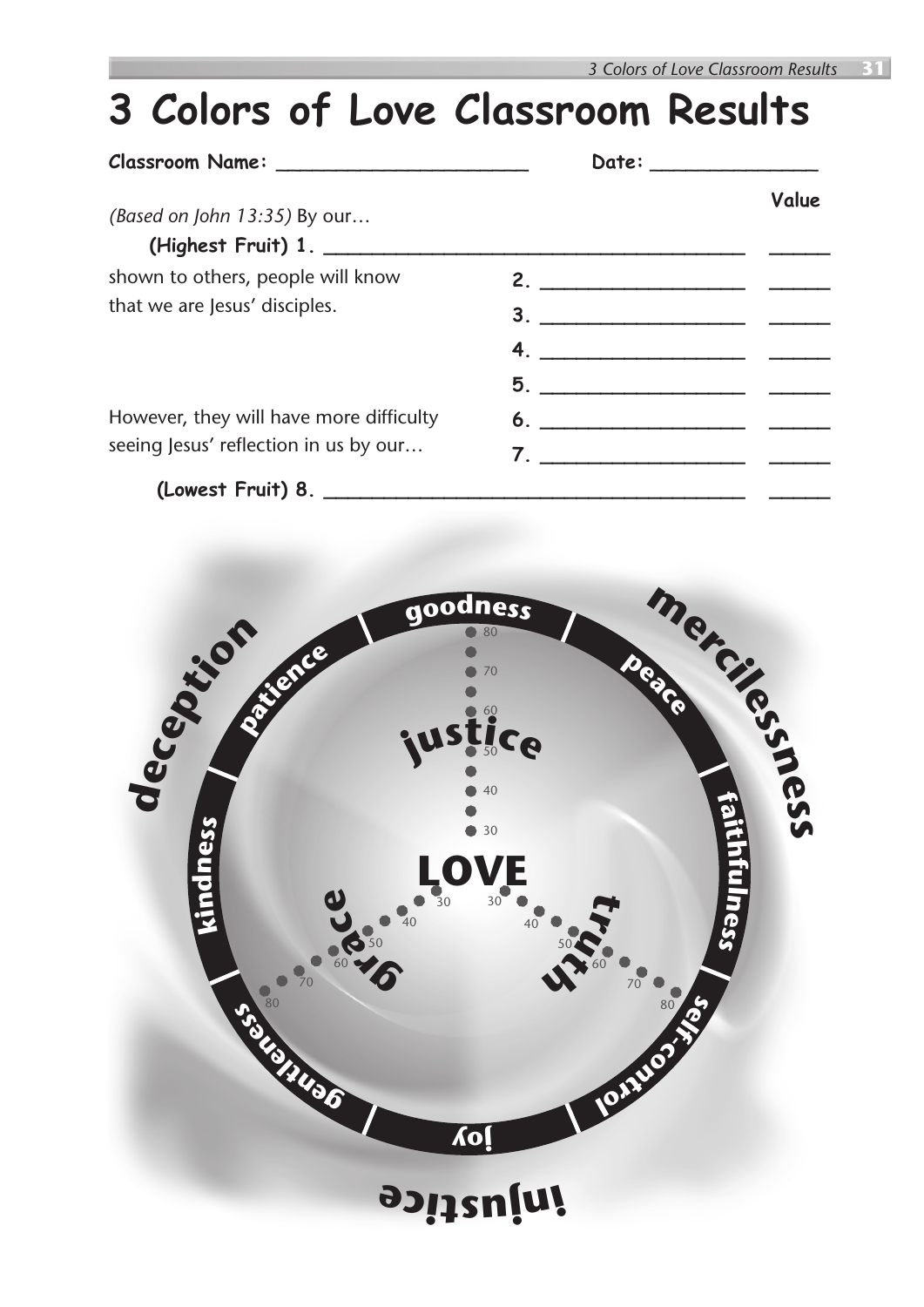# 3 Colors of Love Classroom Results

**Classroom Name:** ______________________ **Date:** ______________

*(Based on John 13:35)* By our…

| | | Value |
|---|---|---|
| **(Highest Fruit) 1.** | ____________________ | ______ |
| shown to others, people will know that we are Jesus' disciples. | **2.** ____________________ | ______ |
| | **3.** ____________________ | ______ |
| | **4.** ____________________ | ______ |
| | **5.** ____________________ | ______ |
| However, they will have more difficulty seeing Jesus' reflection in us by our… | **6.** ____________________ | ______ |
| | **7.** ____________________ | ______ |
| **(Lowest Fruit) 8.** | ____________________ | ______ |

deception

merciless­ness

injustice

goodness

peace

faithfulness

self-control

joy

gentleness

kindness

patience

justice

LOVE

grace

truth

30 40 50 60 70 80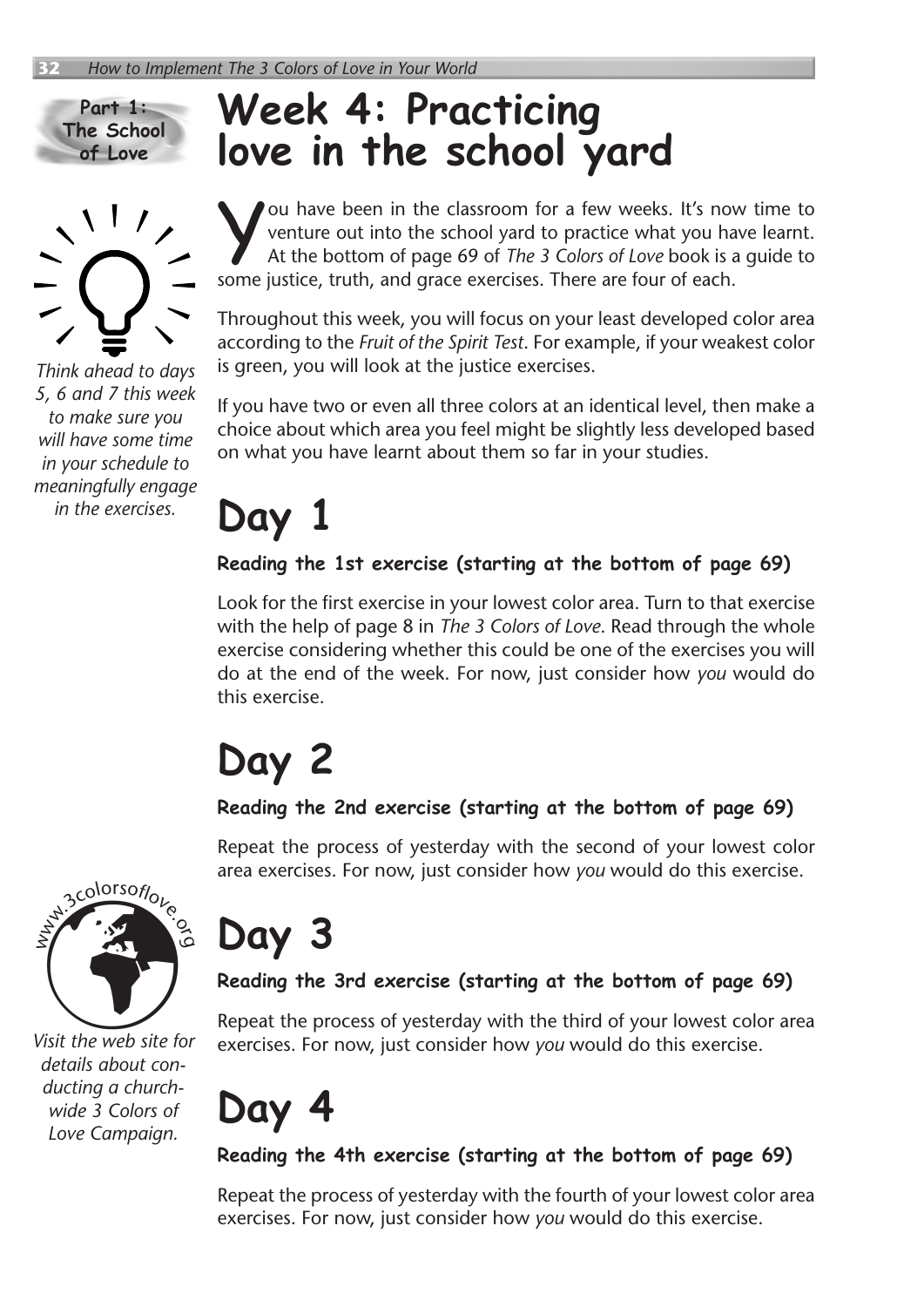Part 1: The School of Love

# Week 4: Practicing love in the school yard

*Think ahead to days 5, 6 and 7 this week to make sure you will have some time in your schedule to meaningfully engage in the exercises.*

You have been in the classroom for a few weeks. It's now time to venture out into the school yard to practice what you have learnt. At the bottom of page 69 of *The 3 Colors of Love* book is a guide to some justice, truth, and grace exercises. There are four of each.

Throughout this week, you will focus on your least developed color area according to the *Fruit of the Spirit Test*. For example, if your weakest color is green, you will look at the justice exercises.

If you have two or even all three colors at an identical level, then make a choice about which area you feel might be slightly less developed based on what you have learnt about them so far in your studies.

## Day 1

**Reading the 1st exercise (starting at the bottom of page 69)**

Look for the first exercise in your lowest color area. Turn to that exercise with the help of page 8 in *The 3 Colors of Love*. Read through the whole exercise considering whether this could be one of the exercises you will do at the end of the week. For now, just consider how *you* would do this exercise.

## Day 2

**Reading the 2nd exercise (starting at the bottom of page 69)**

Repeat the process of yesterday with the second of your lowest color area exercises. For now, just consider how *you* would do this exercise.

www.3colorsoflove.org

*Visit the web site for details about conducting a church-wide 3 Colors of Love Campaign.*

## Day 3

**Reading the 3rd exercise (starting at the bottom of page 69)**

Repeat the process of yesterday with the third of your lowest color area exercises. For now, just consider how *you* would do this exercise.

## Day 4

**Reading the 4th exercise (starting at the bottom of page 69)**

Repeat the process of yesterday with the fourth of your lowest color area exercises. For now, just consider how *you* would do this exercise.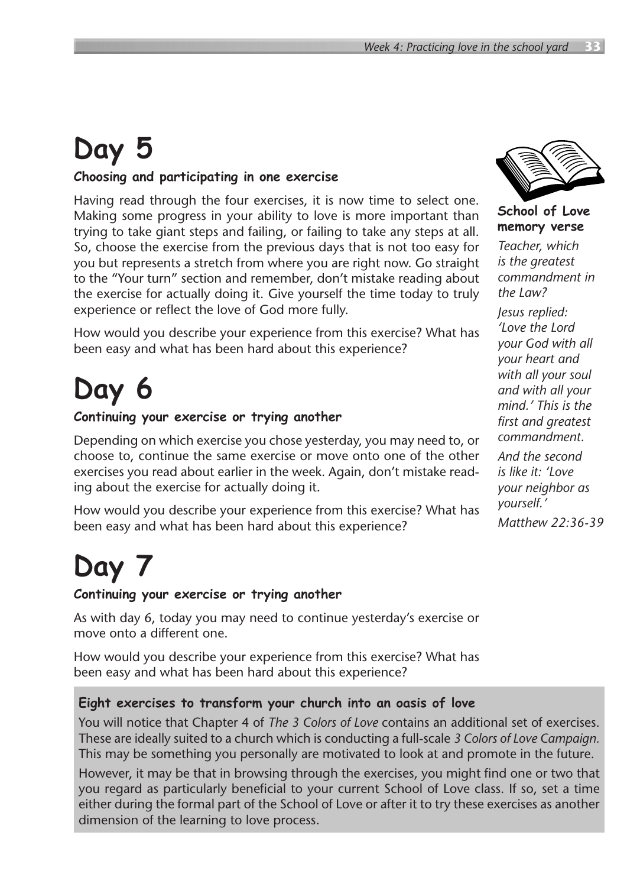# Day 5

**Choosing and participating in one exercise**

Having read through the four exercises, it is now time to select one. Making some progress in your ability to love is more important than trying to take giant steps and failing, or failing to take any steps at all. So, choose the exercise from the previous days that is not too easy for you but represents a stretch from where you are right now. Go straight to the "Your turn" section and remember, don't mistake reading about the exercise for actually doing it. Give yourself the time today to truly experience or reflect the love of God more fully.

How would you describe your experience from this exercise? What has been easy and what has been hard about this experience?

# Day 6

**Continuing your exercise or trying another**

Depending on which exercise you chose yesterday, you may need to, or choose to, continue the same exercise or move onto one of the other exercises you read about earlier in the week. Again, don't mistake reading about the exercise for actually doing it.

How would you describe your experience from this exercise? What has been easy and what has been hard about this experience?

# Day 7

**Continuing your exercise or trying another**

As with day 6, today you may need to continue yesterday's exercise or move onto a different one.

How would you describe your experience from this exercise? What has been easy and what has been hard about this experience?

**School of Love memory verse**

*Teacher, which is the greatest commandment in the Law?*

*Jesus replied: 'Love the Lord your God with all your heart and with all your soul and with all your mind.' This is the first and greatest commandment.*

*And the second is like it: 'Love your neighbor as yourself.'*

*Matthew 22:36-39*

**Eight exercises to transform your church into an oasis of love**

You will notice that Chapter 4 of *The 3 Colors of Love* contains an additional set of exercises. These are ideally suited to a church which is conducting a full-scale *3 Colors of Love Campaign.* This may be something you personally are motivated to look at and promote in the future.

However, it may be that in browsing through the exercises, you might find one or two that you regard as particularly beneficial to your current School of Love class. If so, set a time either during the formal part of the School of Love or after it to try these exercises as another dimension of the learning to love process.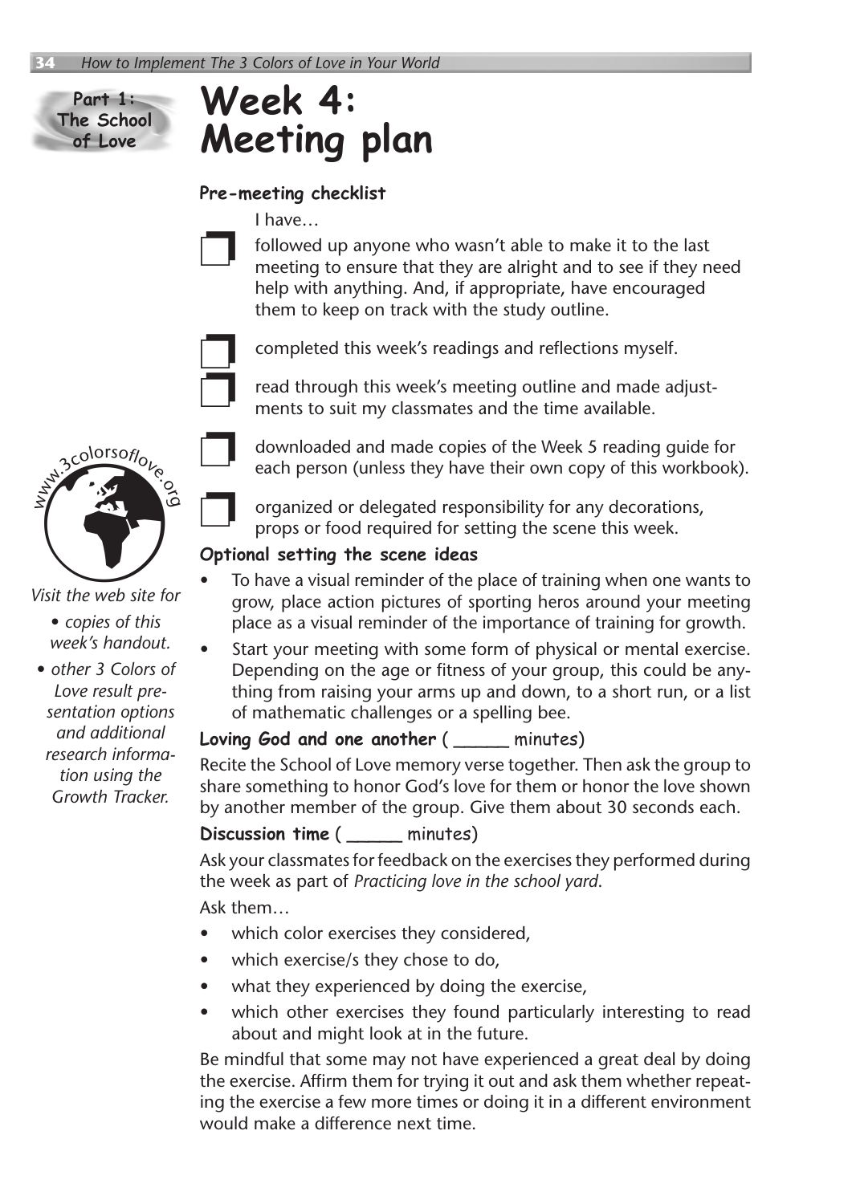Part 1: The School of Love

# Week 4: Meeting plan

### Pre-meeting checklist

I have…

- ❒ followed up anyone who wasn't able to make it to the last meeting to ensure that they are alright and to see if they need help with anything. And, if appropriate, have encouraged them to keep on track with the study outline.
- ❒ completed this week's readings and reflections myself.
- ❒ read through this week's meeting outline and made adjustments to suit my classmates and the time available.
- ❒ downloaded and made copies of the Week 5 reading guide for each person (unless they have their own copy of this workbook).
- ❒ organized or delegated responsibility for any decorations, props or food required for setting the scene this week.

### Optional setting the scene ideas

- To have a visual reminder of the place of training when one wants to grow, place action pictures of sporting heros around your meeting place as a visual reminder of the importance of training for growth.
- Start your meeting with some form of physical or mental exercise. Depending on the age or fitness of your group, this could be anything from raising your arms up and down, to a short run, or a list of mathematic challenges or a spelling bee.

### Loving God and one another ( ______ minutes)

Recite the School of Love memory verse together. Then ask the group to share something to honor God's love for them or honor the love shown by another member of the group. Give them about 30 seconds each.

### Discussion time ( ______ minutes)

Ask your classmates for feedback on the exercises they performed during the week as part of *Practicing love in the school yard*.

Ask them…

- which color exercises they considered,
- which exercise/s they chose to do,
- what they experienced by doing the exercise,
- which other exercises they found particularly interesting to read about and might look at in the future.

Be mindful that some may not have experienced a great deal by doing the exercise. Affirm them for trying it out and ask them whether repeating the exercise a few more times or doing it in a different environment would make a difference next time.

www.3colorsoflove.org

*Visit the web site for*

- *copies of this week's handout.*
- *other 3 Colors of Love result presentation options and additional research information using the Growth Tracker.*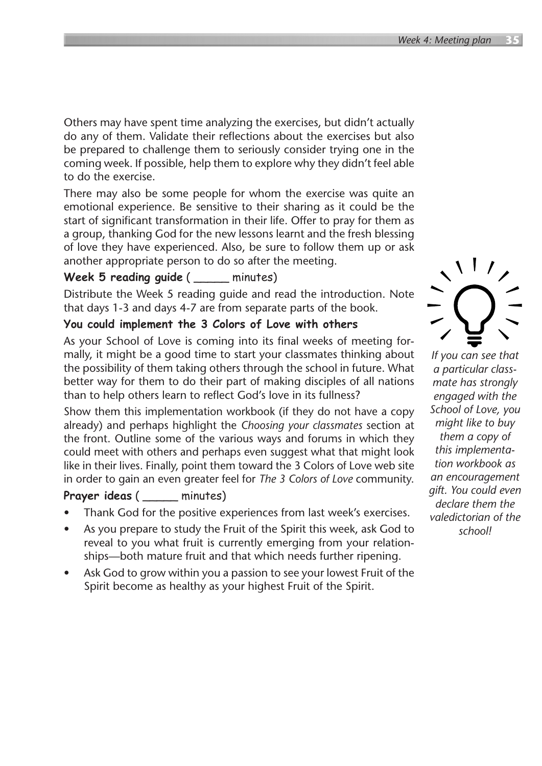Others may have spent time analyzing the exercises, but didn't actually do any of them. Validate their reflections about the exercises but also be prepared to challenge them to seriously consider trying one in the coming week. If possible, help them to explore why they didn't feel able to do the exercise.

There may also be some people for whom the exercise was quite an emotional experience. Be sensitive to their sharing as it could be the start of significant transformation in their life. Offer to pray for them as a group, thanking God for the new lessons learnt and the fresh blessing of love they have experienced. Also, be sure to follow them up or ask another appropriate person to do so after the meeting.

**Week 5 reading guide** ( _____ minutes)

Distribute the Week 5 reading guide and read the introduction. Note that days 1-3 and days 4-7 are from separate parts of the book.

**You could implement the 3 Colors of Love with others**

As your School of Love is coming into its final weeks of meeting formally, it might be a good time to start your classmates thinking about the possibility of them taking others through the school in future. What better way for them to do their part of making disciples of all nations than to help others learn to reflect God's love in its fullness?

Show them this implementation workbook (if they do not have a copy already) and perhaps highlight the *Choosing your classmates* section at the front. Outline some of the various ways and forums in which they could meet with others and perhaps even suggest what that might look like in their lives. Finally, point them toward the 3 Colors of Love web site in order to gain an even greater feel for *The 3 Colors of Love* community.

*If you can see that a particular classmate has strongly engaged with the School of Love, you might like to buy them a copy of this implementation workbook as an encouragement gift. You could even declare them the valedictorian of the school!*

**Prayer ideas** ( _____ minutes)

- Thank God for the positive experiences from last week's exercises.
- As you prepare to study the Fruit of the Spirit this week, ask God to reveal to you what fruit is currently emerging from your relationships—both mature fruit and that which needs further ripening.
- Ask God to grow within you a passion to see your lowest Fruit of the Spirit become as healthy as your highest Fruit of the Spirit.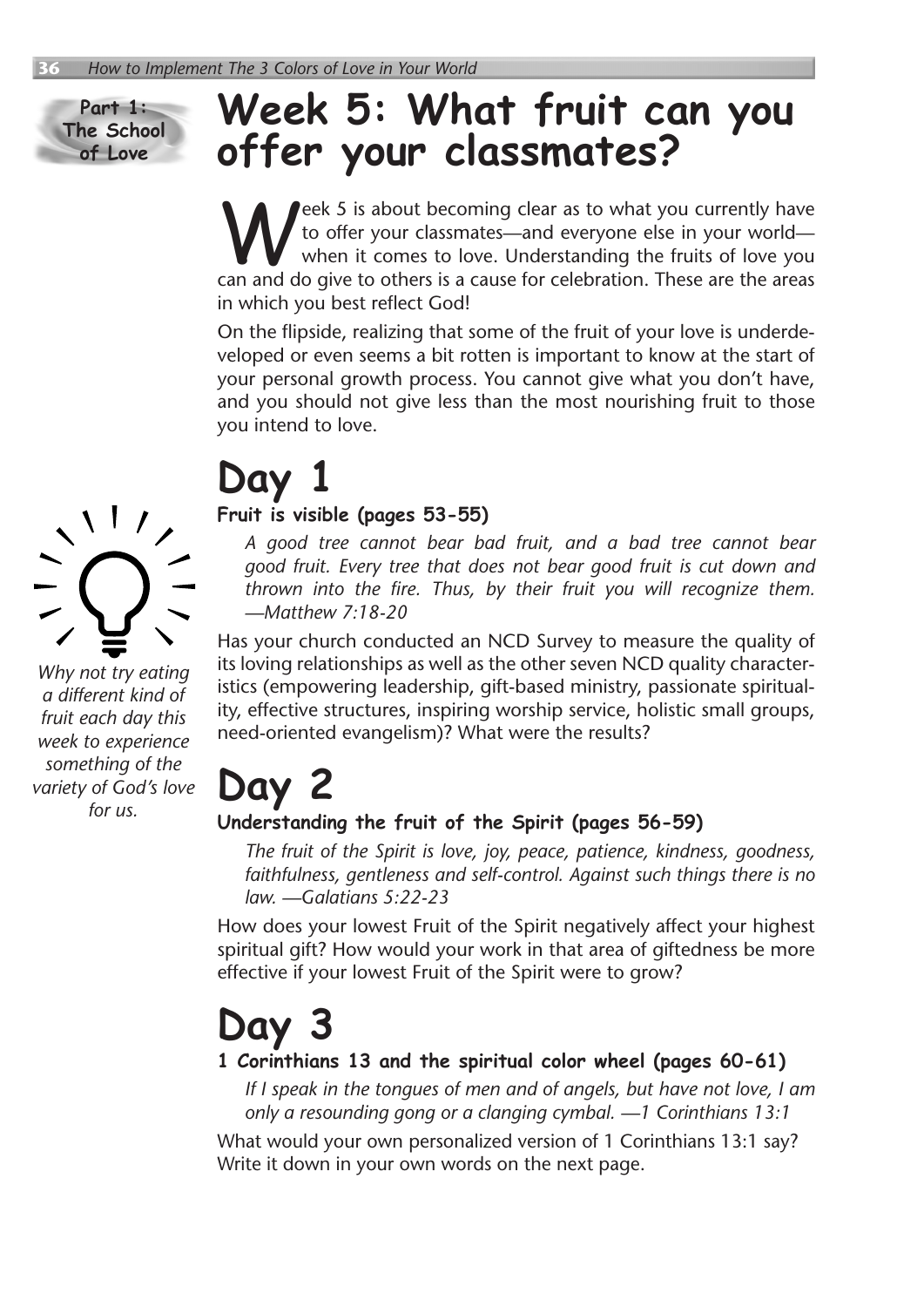Part 1: The School of Love

# Week 5: What fruit can you offer your classmates?

Week 5 is about becoming clear as to what you currently have to offer your classmates—and everyone else in your world—when it comes to love. Understanding the fruits of love you can and do give to others is a cause for celebration. These are the areas in which you best reflect God!

On the flipside, realizing that some of the fruit of your love is underdeveloped or even seems a bit rotten is important to know at the start of your personal growth process. You cannot give what you don't have, and you should not give less than the most nourishing fruit to those you intend to love.

*Why not try eating a different kind of fruit each day this week to experience something of the variety of God's love for us.*

## Day 1

### Fruit is visible (pages 53-55)

*A good tree cannot bear bad fruit, and a bad tree cannot bear good fruit. Every tree that does not bear good fruit is cut down and thrown into the fire. Thus, by their fruit you will recognize them. —Matthew 7:18-20*

Has your church conducted an NCD Survey to measure the quality of its loving relationships as well as the other seven NCD quality characteristics (empowering leadership, gift-based ministry, passionate spirituality, effective structures, inspiring worship service, holistic small groups, need-oriented evangelism)? What were the results?

## Day 2

### Understanding the fruit of the Spirit (pages 56-59)

*The fruit of the Spirit is love, joy, peace, patience, kindness, goodness, faithfulness, gentleness and self-control. Against such things there is no law. —Galatians 5:22-23*

How does your lowest Fruit of the Spirit negatively affect your highest spiritual gift? How would your work in that area of giftedness be more effective if your lowest Fruit of the Spirit were to grow?

## Day 3

### 1 Corinthians 13 and the spiritual color wheel (pages 60-61)

*If I speak in the tongues of men and of angels, but have not love, I am only a resounding gong or a clanging cymbal. —1 Corinthians 13:1*

What would your own personalized version of 1 Corinthians 13:1 say? Write it down in your own words on the next page.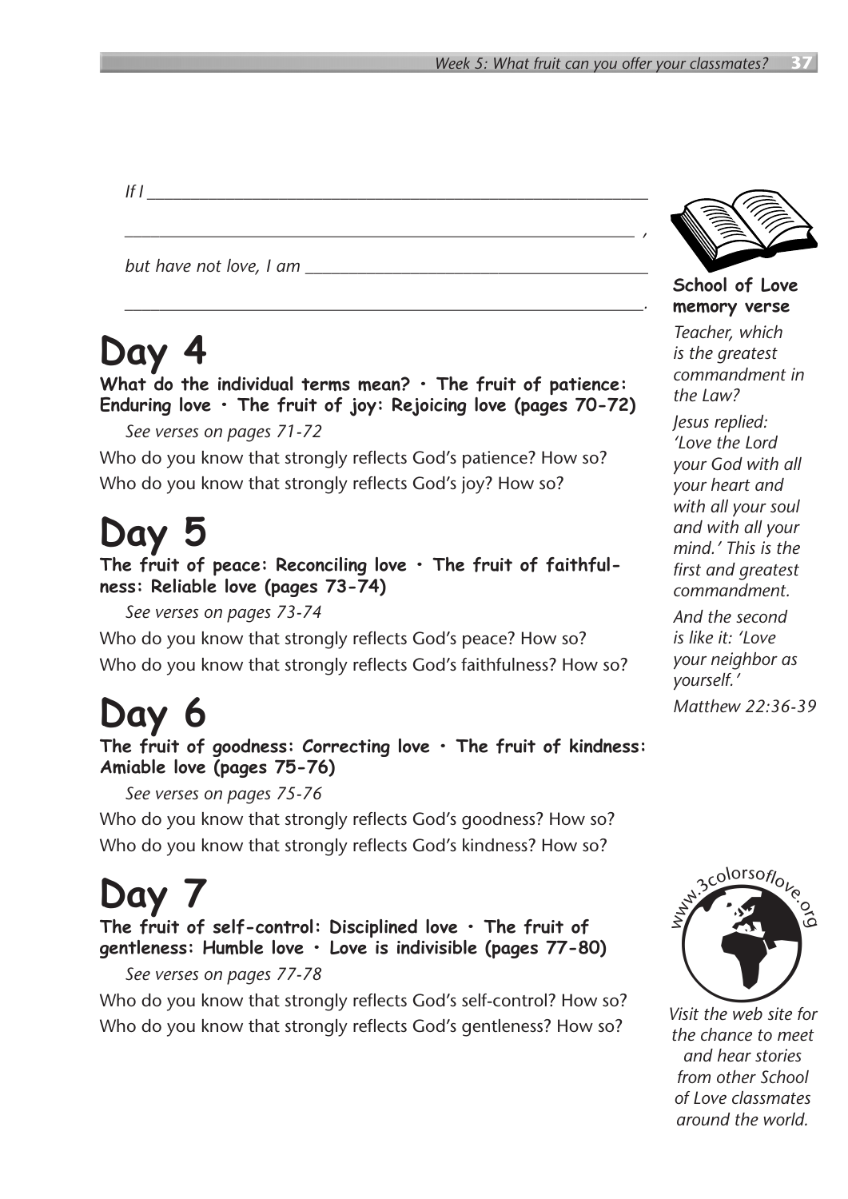*If I \_\_\_\_\_\_\_\_\_\_\_\_\_\_\_\_\_\_\_\_\_\_\_\_\_\_\_\_\_\_\_\_\_\_\_\_\_\_\_\_\_\_\_\_\_\_\_\_\_\_\_\_*

*\_\_\_\_\_\_\_\_\_\_\_\_\_\_\_\_\_\_\_\_\_\_\_\_\_\_\_\_\_\_\_\_\_\_\_\_\_\_\_\_\_\_\_\_\_\_\_\_\_\_\_\_\_\_\_ ,*

*but have not love, I am \_\_\_\_\_\_\_\_\_\_\_\_\_\_\_\_\_\_\_\_\_\_\_\_\_\_\_\_\_\_\_\_\_\_\_\_\_\_*

*\_\_\_\_\_\_\_\_\_\_\_\_\_\_\_\_\_\_\_\_\_\_\_\_\_\_\_\_\_\_\_\_\_\_\_\_\_\_\_\_\_\_\_\_\_\_\_\_\_\_\_\_\_\_\_.*

# Day 4

**What do the individual terms mean? • The fruit of patience: Enduring love • The fruit of joy: Rejoicing love (pages 70-72)**

*See verses on pages 71-72*

Who do you know that strongly reflects God's patience? How so?
Who do you know that strongly reflects God's joy? How so?

# Day 5

**The fruit of peace: Reconciling love • The fruit of faithfulness: Reliable love (pages 73-74)**

*See verses on pages 73-74*

Who do you know that strongly reflects God's peace? How so?
Who do you know that strongly reflects God's faithfulness? How so?

# Day 6

**The fruit of goodness: Correcting love • The fruit of kindness: Amiable love (pages 75-76)**

*See verses on pages 75-76*

Who do you know that strongly reflects God's goodness? How so?
Who do you know that strongly reflects God's kindness? How so?

# Day 7

**The fruit of self-control: Disciplined love • The fruit of gentleness: Humble love • Love is indivisible (pages 77-80)**

*See verses on pages 77-78*

Who do you know that strongly reflects God's self-control? How so?
Who do you know that strongly reflects God's gentleness? How so?

**School of Love memory verse**

*Teacher, which is the greatest commandment in the Law?*

*Jesus replied: 'Love the Lord your God with all your heart and with all your soul and with all your mind.' This is the first and greatest commandment.*

*And the second is like it: 'Love your neighbor as yourself.'*

*Matthew 22:36-39*

www.3colorsoflove.org

*Visit the web site for the chance to meet and hear stories from other School of Love classmates around the world.*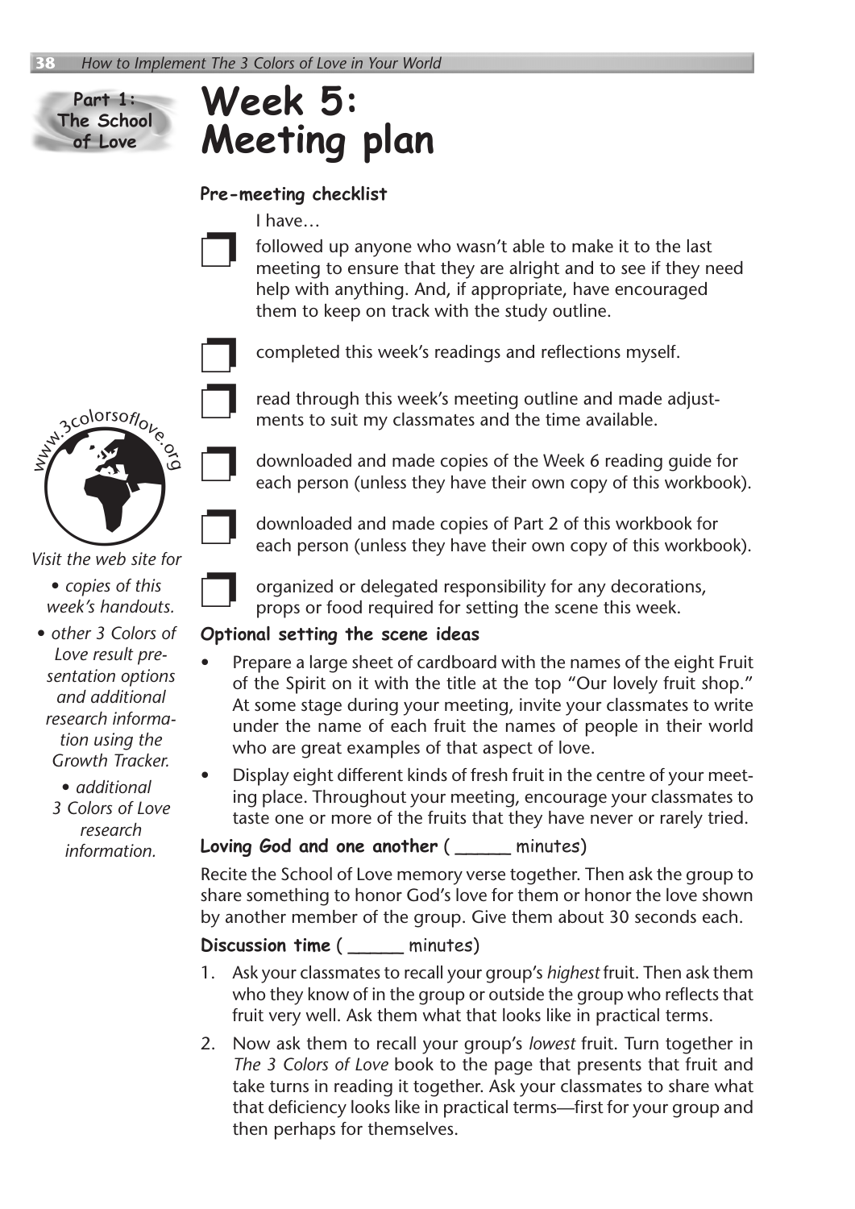Part 1: The School of Love

# Week 5: Meeting plan

### Pre-meeting checklist

I have…

- ☐ followed up anyone who wasn't able to make it to the last meeting to ensure that they are alright and to see if they need help with anything. And, if appropriate, have encouraged them to keep on track with the study outline.
- ☐ completed this week's readings and reflections myself.
- ☐ read through this week's meeting outline and made adjustments to suit my classmates and the time available.
- ☐ downloaded and made copies of the Week 6 reading guide for each person (unless they have their own copy of this workbook).
- ☐ downloaded and made copies of Part 2 of this workbook for each person (unless they have their own copy of this workbook).
- ☐ organized or delegated responsibility for any decorations, props or food required for setting the scene this week.

### Optional setting the scene ideas

- Prepare a large sheet of cardboard with the names of the eight Fruit of the Spirit on it with the title at the top "Our lovely fruit shop." At some stage during your meeting, invite your classmates to write under the name of each fruit the names of people in their world who are great examples of that aspect of love.
- Display eight different kinds of fresh fruit in the centre of your meeting place. Throughout your meeting, encourage your classmates to taste one or more of the fruits that they have never or rarely tried.

### Loving God and one another ( ______ minutes)

Recite the School of Love memory verse together. Then ask the group to share something to honor God's love for them or honor the love shown by another member of the group. Give them about 30 seconds each.

### Discussion time ( ______ minutes)

1. Ask your classmates to recall your group's *highest* fruit. Then ask them who they know of in the group or outside the group who reflects that fruit very well. Ask them what that looks like in practical terms.
2. Now ask them to recall your group's *lowest* fruit. Turn together in *The 3 Colors of Love* book to the page that presents that fruit and take turns in reading it together. Ask your classmates to share what that deficiency looks like in practical terms—first for your group and then perhaps for themselves.

www.3colorsoflove.org

*Visit the web site for*

- *copies of this week's handouts.*
- *other 3 Colors of Love result presentation options and additional research information using the Growth Tracker.*
- *additional 3 Colors of Love research information.*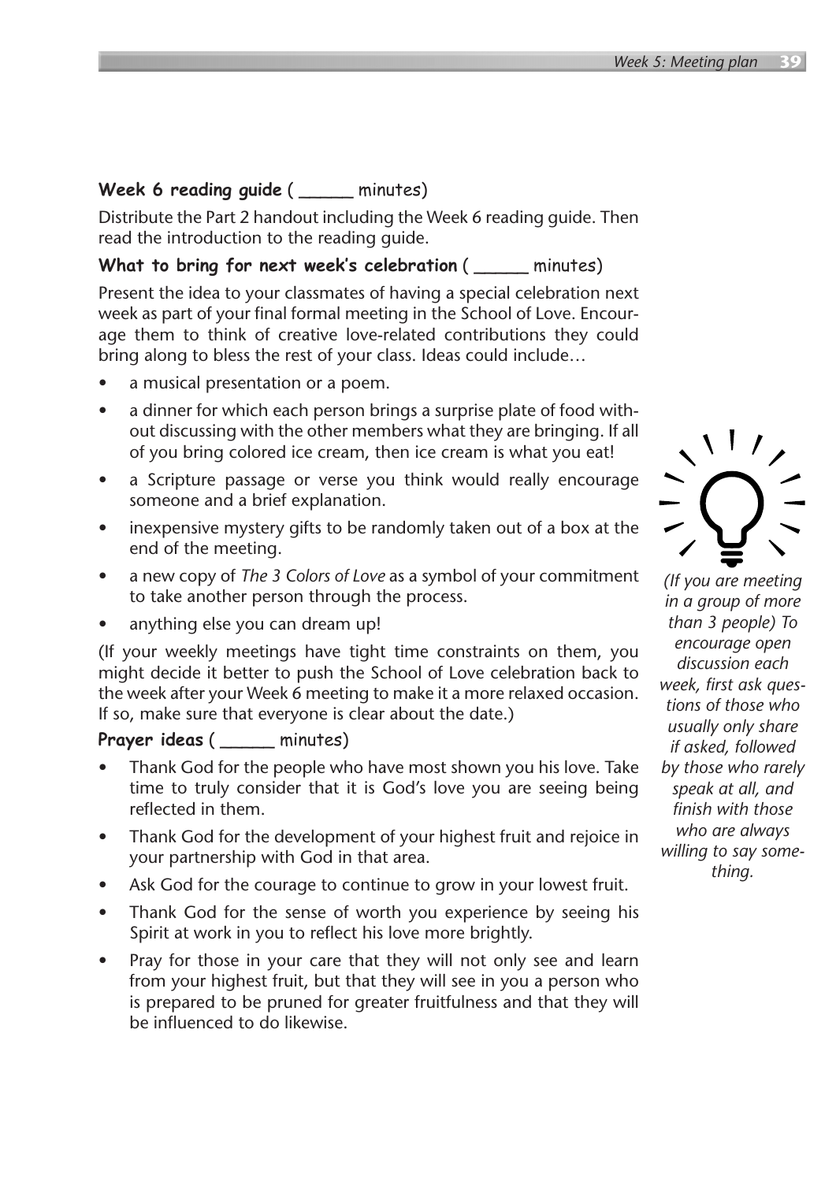**Week 6 reading guide** ( _____ minutes)

Distribute the Part 2 handout including the Week 6 reading guide. Then read the introduction to the reading guide.

**What to bring for next week's celebration** ( _____ minutes)

Present the idea to your classmates of having a special celebration next week as part of your final formal meeting in the School of Love. Encourage them to think of creative love-related contributions they could bring along to bless the rest of your class. Ideas could include…

- a musical presentation or a poem.
- a dinner for which each person brings a surprise plate of food without discussing with the other members what they are bringing. If all of you bring colored ice cream, then ice cream is what you eat!
- a Scripture passage or verse you think would really encourage someone and a brief explanation.
- inexpensive mystery gifts to be randomly taken out of a box at the end of the meeting.
- a new copy of *The 3 Colors of Love* as a symbol of your commitment to take another person through the process.
- anything else you can dream up!

(If your weekly meetings have tight time constraints on them, you might decide it better to push the School of Love celebration back to the week after your Week 6 meeting to make it a more relaxed occasion. If so, make sure that everyone is clear about the date.)

**Prayer ideas** ( _____ minutes)

- Thank God for the people who have most shown you his love. Take time to truly consider that it is God's love you are seeing being reflected in them.
- Thank God for the development of your highest fruit and rejoice in your partnership with God in that area.
- Ask God for the courage to continue to grow in your lowest fruit.
- Thank God for the sense of worth you experience by seeing his Spirit at work in you to reflect his love more brightly.
- Pray for those in your care that they will not only see and learn from your highest fruit, but that they will see in you a person who is prepared to be pruned for greater fruitfulness and that they will be influenced to do likewise.

*(If you are meeting in a group of more than 3 people) To encourage open discussion each week, first ask questions of those who usually only share if asked, followed by those who rarely speak at all, and finish with those who are always willing to say something.*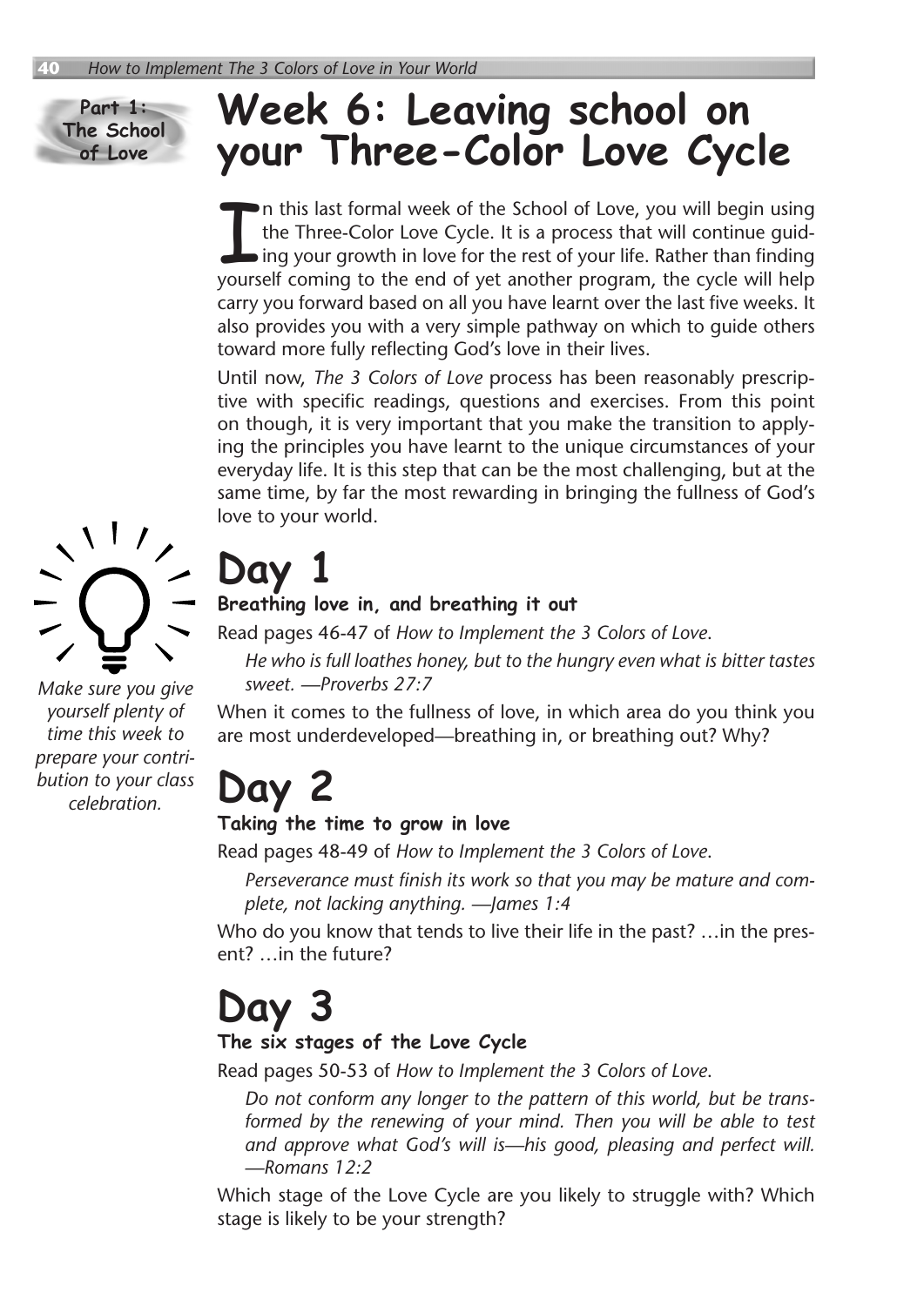Part 1: The School of Love

# Week 6: Leaving school on your Three-Color Love Cycle

In this last formal week of the School of Love, you will begin using the Three-Color Love Cycle. It is a process that will continue guiding your growth in love for the rest of your life. Rather than finding yourself coming to the end of yet another program, the cycle will help carry you forward based on all you have learnt over the last five weeks. It also provides you with a very simple pathway on which to guide others toward more fully reflecting God's love in their lives.

Until now, *The 3 Colors of Love* process has been reasonably prescriptive with specific readings, questions and exercises. From this point on though, it is very important that you make the transition to applying the principles you have learnt to the unique circumstances of your everyday life. It is this step that can be the most challenging, but at the same time, by far the most rewarding in bringing the fullness of God's love to your world.

*Make sure you give yourself plenty of time this week to prepare your contribution to your class celebration.*

## Day 1

**Breathing love in, and breathing it out**

Read pages 46-47 of *How to Implement the 3 Colors of Love*.

> *He who is full loathes honey, but to the hungry even what is bitter tastes sweet. —Proverbs 27:7*

When it comes to the fullness of love, in which area do you think you are most underdeveloped—breathing in, or breathing out? Why?

## Day 2

**Taking the time to grow in love**

Read pages 48-49 of *How to Implement the 3 Colors of Love*.

> *Perseverance must finish its work so that you may be mature and complete, not lacking anything. —James 1:4*

Who do you know that tends to live their life in the past? …in the present? …in the future?

## Day 3

**The six stages of the Love Cycle**

Read pages 50-53 of *How to Implement the 3 Colors of Love*.

> *Do not conform any longer to the pattern of this world, but be transformed by the renewing of your mind. Then you will be able to test and approve what God's will is—his good, pleasing and perfect will. —Romans 12:2*

Which stage of the Love Cycle are you likely to struggle with? Which stage is likely to be your strength?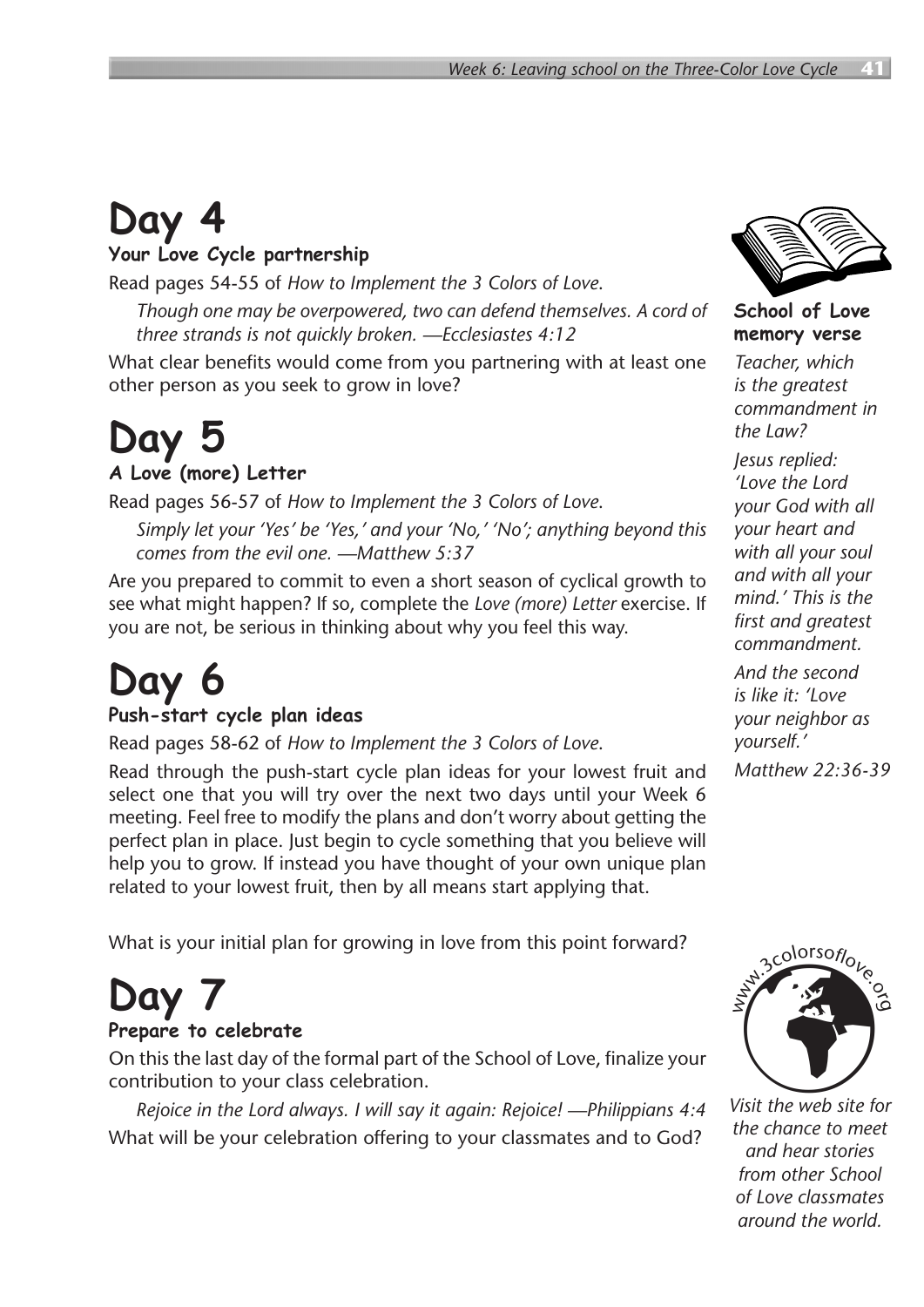# Day 4

**Your Love Cycle partnership**

Read pages 54-55 of *How to Implement the 3 Colors of Love*.

> *Though one may be overpowered, two can defend themselves. A cord of three strands is not quickly broken. —Ecclesiastes 4:12*

What clear benefits would come from you partnering with at least one other person as you seek to grow in love?

# Day 5

**A Love (more) Letter**

Read pages 56-57 of *How to Implement the 3 Colors of Love*.

> *Simply let your 'Yes' be 'Yes,' and your 'No,' 'No'; anything beyond this comes from the evil one. —Matthew 5:37*

Are you prepared to commit to even a short season of cyclical growth to see what might happen? If so, complete the *Love (more) Letter* exercise. If you are not, be serious in thinking about why you feel this way.

# Day 6

**Push-start cycle plan ideas**

Read pages 58-62 of *How to Implement the 3 Colors of Love*.

Read through the push-start cycle plan ideas for your lowest fruit and select one that you will try over the next two days until your Week 6 meeting. Feel free to modify the plans and don't worry about getting the perfect plan in place. Just begin to cycle something that you believe will help you to grow. If instead you have thought of your own unique plan related to your lowest fruit, then by all means start applying that.

What is your initial plan for growing in love from this point forward?

# Day 7

**Prepare to celebrate**

On this the last day of the formal part of the School of Love, finalize your contribution to your class celebration.

> *Rejoice in the Lord always. I will say it again: Rejoice! —Philippians 4:4*

What will be your celebration offering to your classmates and to God?

**School of Love memory verse**

*Teacher, which is the greatest commandment in the Law?*

*Jesus replied: 'Love the Lord your God with all your heart and with all your soul and with all your mind.' This is the first and greatest commandment.*

*And the second is like it: 'Love your neighbor as yourself.'*

*Matthew 22:36-39*

www.3colorsoflove.org

*Visit the web site for the chance to meet and hear stories from other School of Love classmates around the world.*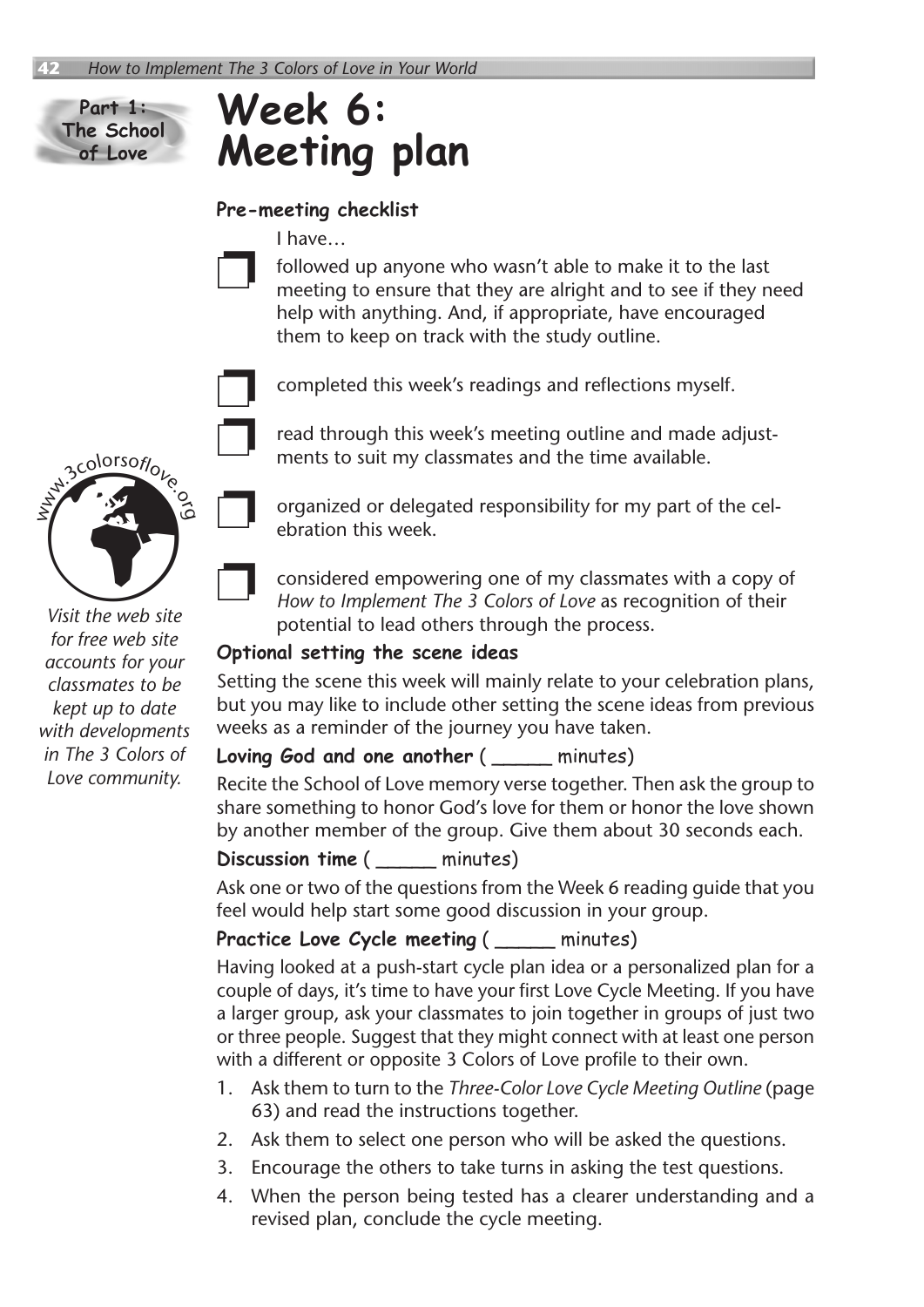Part 1: The School of Love

# Week 6: Meeting plan

### Pre-meeting checklist

I have…

- [ ] followed up anyone who wasn't able to make it to the last meeting to ensure that they are alright and to see if they need help with anything. And, if appropriate, have encouraged them to keep on track with the study outline.
- [ ] completed this week's readings and reflections myself.
- [ ] read through this week's meeting outline and made adjustments to suit my classmates and the time available.
- [ ] organized or delegated responsibility for my part of the celebration this week.
- [ ] considered empowering one of my classmates with a copy of *How to Implement The 3 Colors of Love* as recognition of their potential to lead others through the process.

www.3colorsoflove.org

*Visit the web site for free web site accounts for your classmates to be kept up to date with developments in The 3 Colors of Love community.*

### Optional setting the scene ideas

Setting the scene this week will mainly relate to your celebration plans, but you may like to include other setting the scene ideas from previous weeks as a reminder of the journey you have taken.

### Loving God and one another ( ______ minutes)

Recite the School of Love memory verse together. Then ask the group to share something to honor God's love for them or honor the love shown by another member of the group. Give them about 30 seconds each.

### Discussion time ( ______ minutes)

Ask one or two of the questions from the Week 6 reading guide that you feel would help start some good discussion in your group.

### Practice Love Cycle meeting ( ______ minutes)

Having looked at a push-start cycle plan idea or a personalized plan for a couple of days, it's time to have your first Love Cycle Meeting. If you have a larger group, ask your classmates to join together in groups of just two or three people. Suggest that they might connect with at least one person with a different or opposite 3 Colors of Love profile to their own.

1. Ask them to turn to the *Three-Color Love Cycle Meeting Outline* (page 63) and read the instructions together.
2. Ask them to select one person who will be asked the questions.
3. Encourage the others to take turns in asking the test questions.
4. When the person being tested has a clearer understanding and a revised plan, conclude the cycle meeting.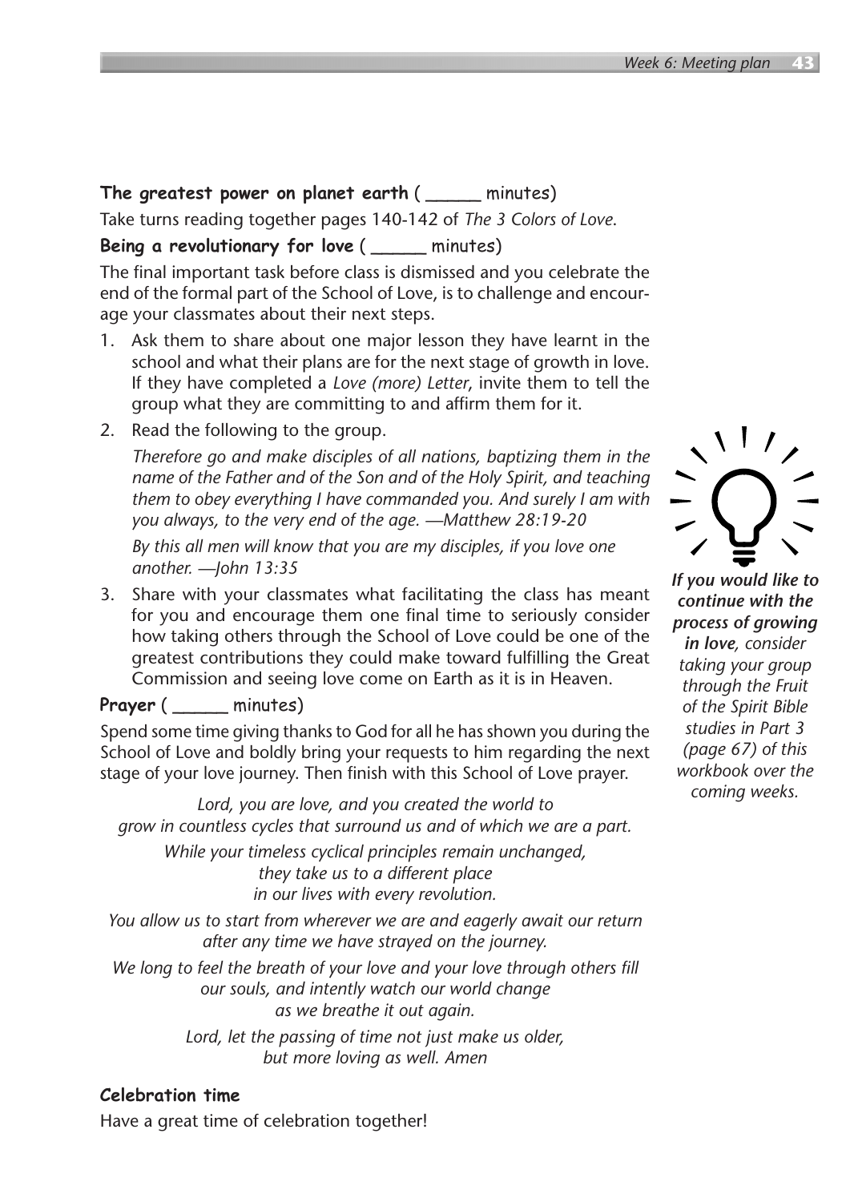**The greatest power on planet earth** ( _____ minutes)

Take turns reading together pages 140-142 of *The 3 Colors of Love*.

**Being a revolutionary for love** ( _____ minutes)

The final important task before class is dismissed and you celebrate the end of the formal part of the School of Love, is to challenge and encourage your classmates about their next steps.

1. Ask them to share about one major lesson they have learnt in the school and what their plans are for the next stage of growth in love. If they have completed a *Love (more) Letter*, invite them to tell the group what they are committing to and affirm them for it.
2. Read the following to the group.

   *Therefore go and make disciples of all nations, baptizing them in the name of the Father and of the Son and of the Holy Spirit, and teaching them to obey everything I have commanded you. And surely I am with you always, to the very end of the age. —Matthew 28:19-20*

   *By this all men will know that you are my disciples, if you love one another. —John 13:35*
3. Share with your classmates what facilitating the class has meant for you and encourage them one final time to seriously consider how taking others through the School of Love could be one of the greatest contributions they could make toward fulfilling the Great Commission and seeing love come on Earth as it is in Heaven.

***If you would like to continue with the process of growing in love**, consider taking your group through the Fruit of the Spirit Bible studies in Part 3 (page 67) of this workbook over the coming weeks.*

**Prayer** ( _____ minutes)

Spend some time giving thanks to God for all he has shown you during the School of Love and boldly bring your requests to him regarding the next stage of your love journey. Then finish with this School of Love prayer.

*Lord, you are love, and you created the world to grow in countless cycles that surround us and of which we are a part.*

*While your timeless cyclical principles remain unchanged, they take us to a different place in our lives with every revolution.*

*You allow us to start from wherever we are and eagerly await our return after any time we have strayed on the journey.*

*We long to feel the breath of your love and your love through others fill our souls, and intently watch our world change as we breathe it out again.*

*Lord, let the passing of time not just make us older, but more loving as well. Amen*

**Celebration time**

Have a great time of celebration together!